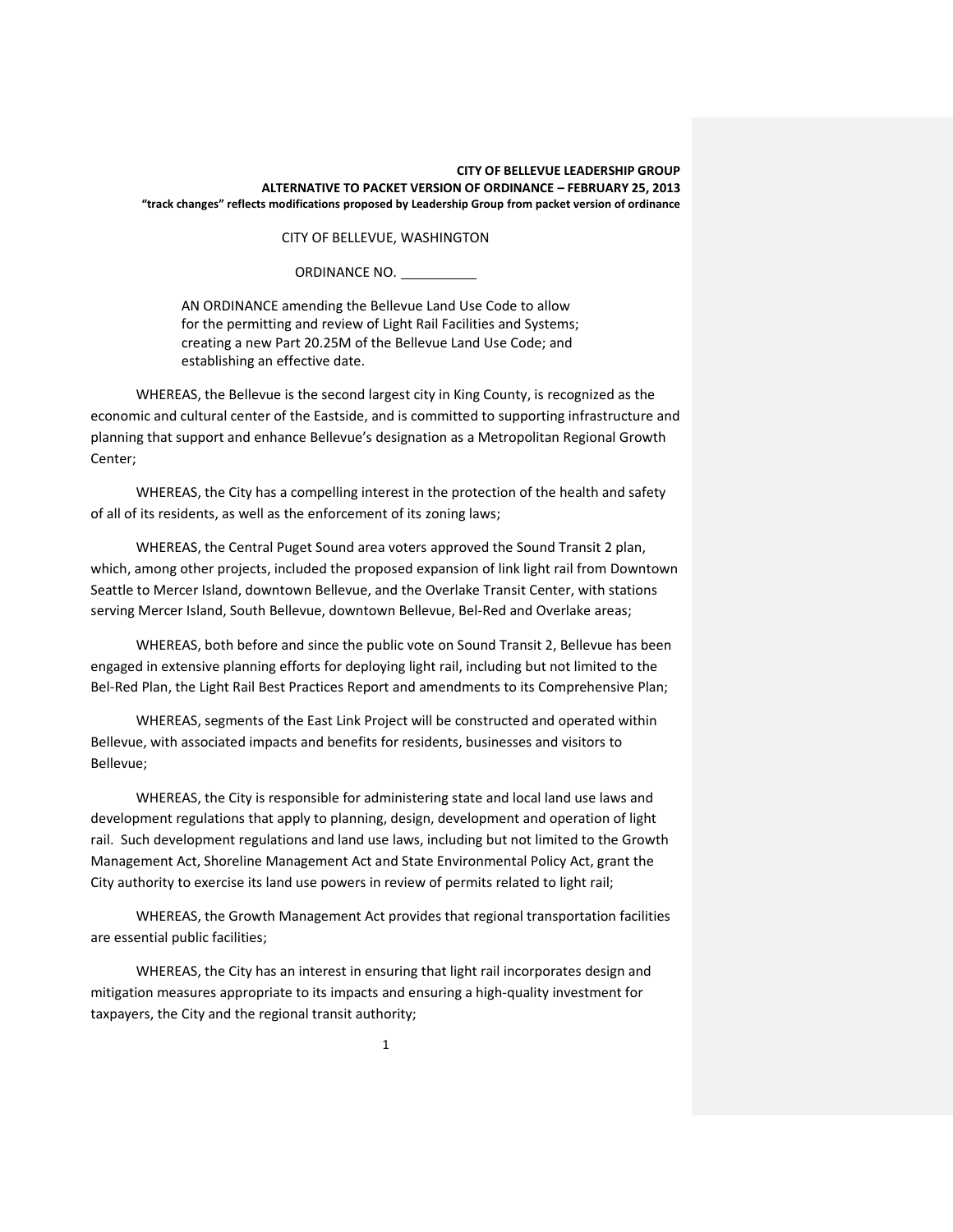**CITY OF BELLEVUE LEADERSHIP GROUP**
**ALTERNATIVE TO PACKET VERSION OF ORDINANCE – FEBRUARY 25, 2013**
**"track changes" reflects modifications proposed by Leadership Group from packet version of ordinance**

CITY OF BELLEVUE, WASHINGTON

ORDINANCE NO. __________

AN ORDINANCE amending the Bellevue Land Use Code to allow for the permitting and review of Light Rail Facilities and Systems; creating a new Part 20.25M of the Bellevue Land Use Code; and establishing an effective date.

WHEREAS, the Bellevue is the second largest city in King County, is recognized as the economic and cultural center of the Eastside, and is committed to supporting infrastructure and planning that support and enhance Bellevue's designation as a Metropolitan Regional Growth Center;

WHEREAS, the City has a compelling interest in the protection of the health and safety of all of its residents, as well as the enforcement of its zoning laws;

WHEREAS, the Central Puget Sound area voters approved the Sound Transit 2 plan, which, among other projects, included the proposed expansion of link light rail from Downtown Seattle to Mercer Island, downtown Bellevue, and the Overlake Transit Center, with stations serving Mercer Island, South Bellevue, downtown Bellevue, Bel-Red and Overlake areas;

WHEREAS, both before and since the public vote on Sound Transit 2, Bellevue has been engaged in extensive planning efforts for deploying light rail, including but not limited to the Bel-Red Plan, the Light Rail Best Practices Report and amendments to its Comprehensive Plan;

WHEREAS, segments of the East Link Project will be constructed and operated within Bellevue, with associated impacts and benefits for residents, businesses and visitors to Bellevue;

WHEREAS, the City is responsible for administering state and local land use laws and development regulations that apply to planning, design, development and operation of light rail. Such development regulations and land use laws, including but not limited to the Growth Management Act, Shoreline Management Act and State Environmental Policy Act, grant the City authority to exercise its land use powers in review of permits related to light rail;

WHEREAS, the Growth Management Act provides that regional transportation facilities are essential public facilities;

WHEREAS, the City has an interest in ensuring that light rail incorporates design and mitigation measures appropriate to its impacts and ensuring a high-quality investment for taxpayers, the City and the regional transit authority;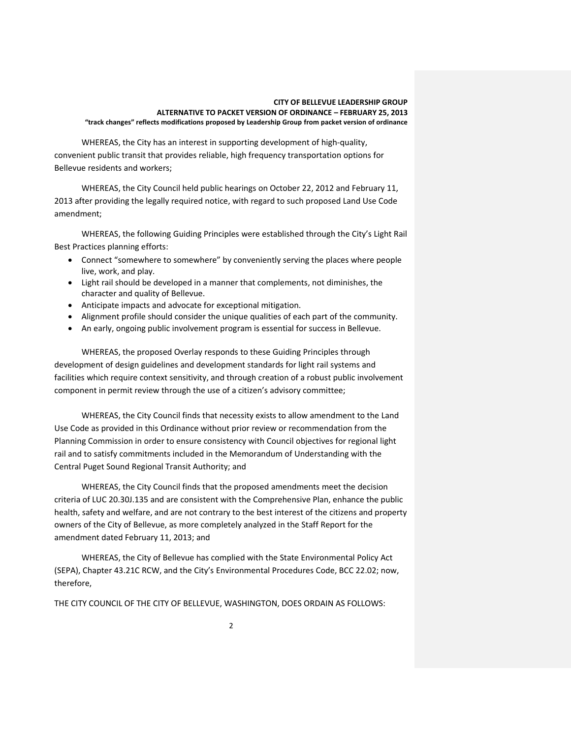WHEREAS, the City has an interest in supporting development of high-quality, convenient public transit that provides reliable, high frequency transportation options for Bellevue residents and workers;

WHEREAS, the City Council held public hearings on October 22, 2012 and February 11, 2013 after providing the legally required notice, with regard to such proposed Land Use Code amendment;

WHEREAS, the following Guiding Principles were established through the City's Light Rail Best Practices planning efforts:

- Connect "somewhere to somewhere" by conveniently serving the places where people live, work, and play.
- Light rail should be developed in a manner that complements, not diminishes, the character and quality of Bellevue.
- Anticipate impacts and advocate for exceptional mitigation.
- Alignment profile should consider the unique qualities of each part of the community.
- An early, ongoing public involvement program is essential for success in Bellevue.

WHEREAS, the proposed Overlay responds to these Guiding Principles through development of design guidelines and development standards for light rail systems and facilities which require context sensitivity, and through creation of a robust public involvement component in permit review through the use of a citizen's advisory committee;

WHEREAS, the City Council finds that necessity exists to allow amendment to the Land Use Code as provided in this Ordinance without prior review or recommendation from the Planning Commission in order to ensure consistency with Council objectives for regional light rail and to satisfy commitments included in the Memorandum of Understanding with the Central Puget Sound Regional Transit Authority; and

WHEREAS, the City Council finds that the proposed amendments meet the decision criteria of LUC 20.30J.135 and are consistent with the Comprehensive Plan, enhance the public health, safety and welfare, and are not contrary to the best interest of the citizens and property owners of the City of Bellevue, as more completely analyzed in the Staff Report for the amendment dated February 11, 2013; and

WHEREAS, the City of Bellevue has complied with the State Environmental Policy Act (SEPA), Chapter 43.21C RCW, and the City's Environmental Procedures Code, BCC 22.02; now, therefore,

THE CITY COUNCIL OF THE CITY OF BELLEVUE, WASHINGTON, DOES ORDAIN AS FOLLOWS: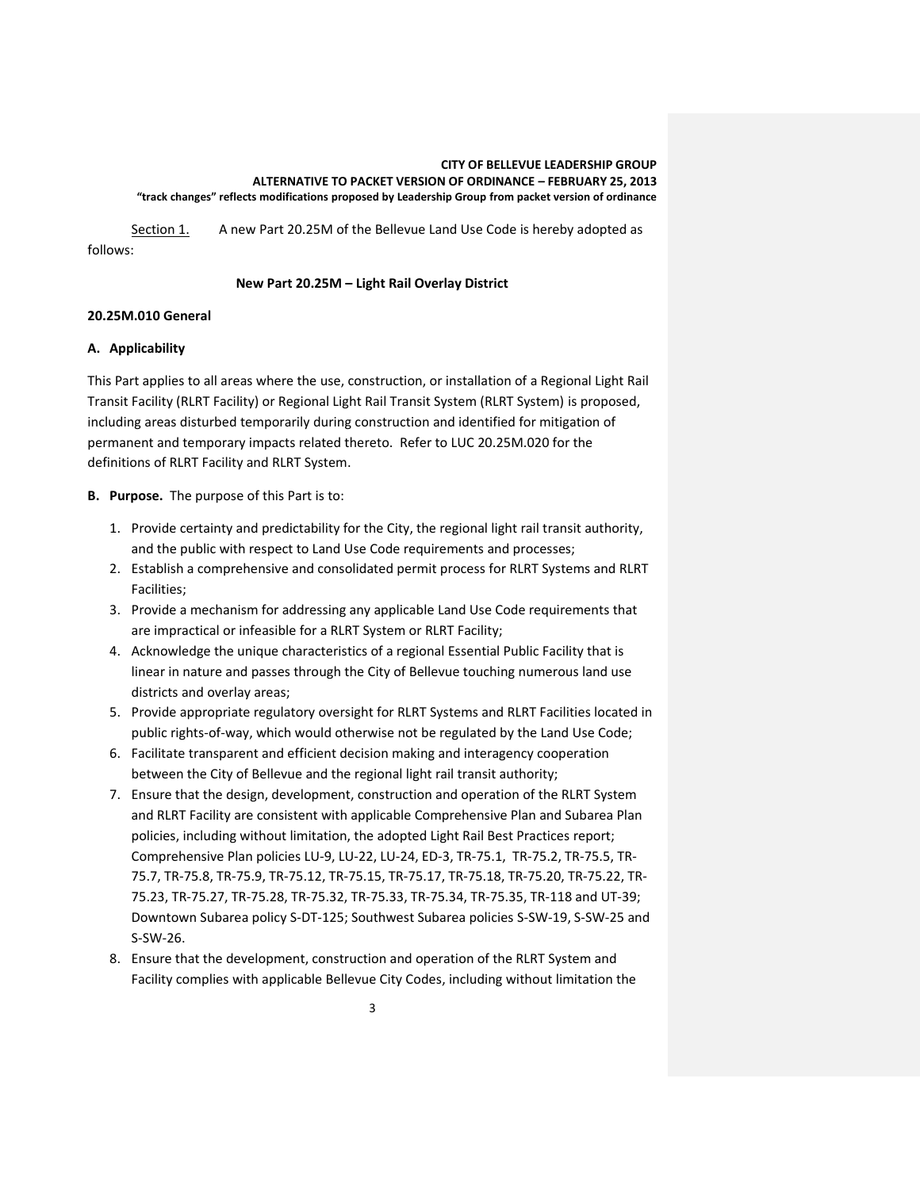Section 1. A new Part 20.25M of the Bellevue Land Use Code is hereby adopted as follows:

**New Part 20.25M – Light Rail Overlay District**

**20.25M.010 General**

**A. Applicability**

This Part applies to all areas where the use, construction, or installation of a Regional Light Rail Transit Facility (RLRT Facility) or Regional Light Rail Transit System (RLRT System) is proposed, including areas disturbed temporarily during construction and identified for mitigation of permanent and temporary impacts related thereto. Refer to LUC 20.25M.020 for the definitions of RLRT Facility and RLRT System.

**B. Purpose.** The purpose of this Part is to:

1. Provide certainty and predictability for the City, the regional light rail transit authority, and the public with respect to Land Use Code requirements and processes;
2. Establish a comprehensive and consolidated permit process for RLRT Systems and RLRT Facilities;
3. Provide a mechanism for addressing any applicable Land Use Code requirements that are impractical or infeasible for a RLRT System or RLRT Facility;
4. Acknowledge the unique characteristics of a regional Essential Public Facility that is linear in nature and passes through the City of Bellevue touching numerous land use districts and overlay areas;
5. Provide appropriate regulatory oversight for RLRT Systems and RLRT Facilities located in public rights-of-way, which would otherwise not be regulated by the Land Use Code;
6. Facilitate transparent and efficient decision making and interagency cooperation between the City of Bellevue and the regional light rail transit authority;
7. Ensure that the design, development, construction and operation of the RLRT System and RLRT Facility are consistent with applicable Comprehensive Plan and Subarea Plan policies, including without limitation, the adopted Light Rail Best Practices report; Comprehensive Plan policies LU-9, LU-22, LU-24, ED-3, TR-75.1, TR-75.2, TR-75.5, TR-75.7, TR-75.8, TR-75.9, TR-75.12, TR-75.15, TR-75.17, TR-75.18, TR-75.20, TR-75.22, TR-75.23, TR-75.27, TR-75.28, TR-75.32, TR-75.33, TR-75.34, TR-75.35, TR-118 and UT-39; Downtown Subarea policy S-DT-125; Southwest Subarea policies S-SW-19, S-SW-25 and S-SW-26.
8. Ensure that the development, construction and operation of the RLRT System and Facility complies with applicable Bellevue City Codes, including without limitation the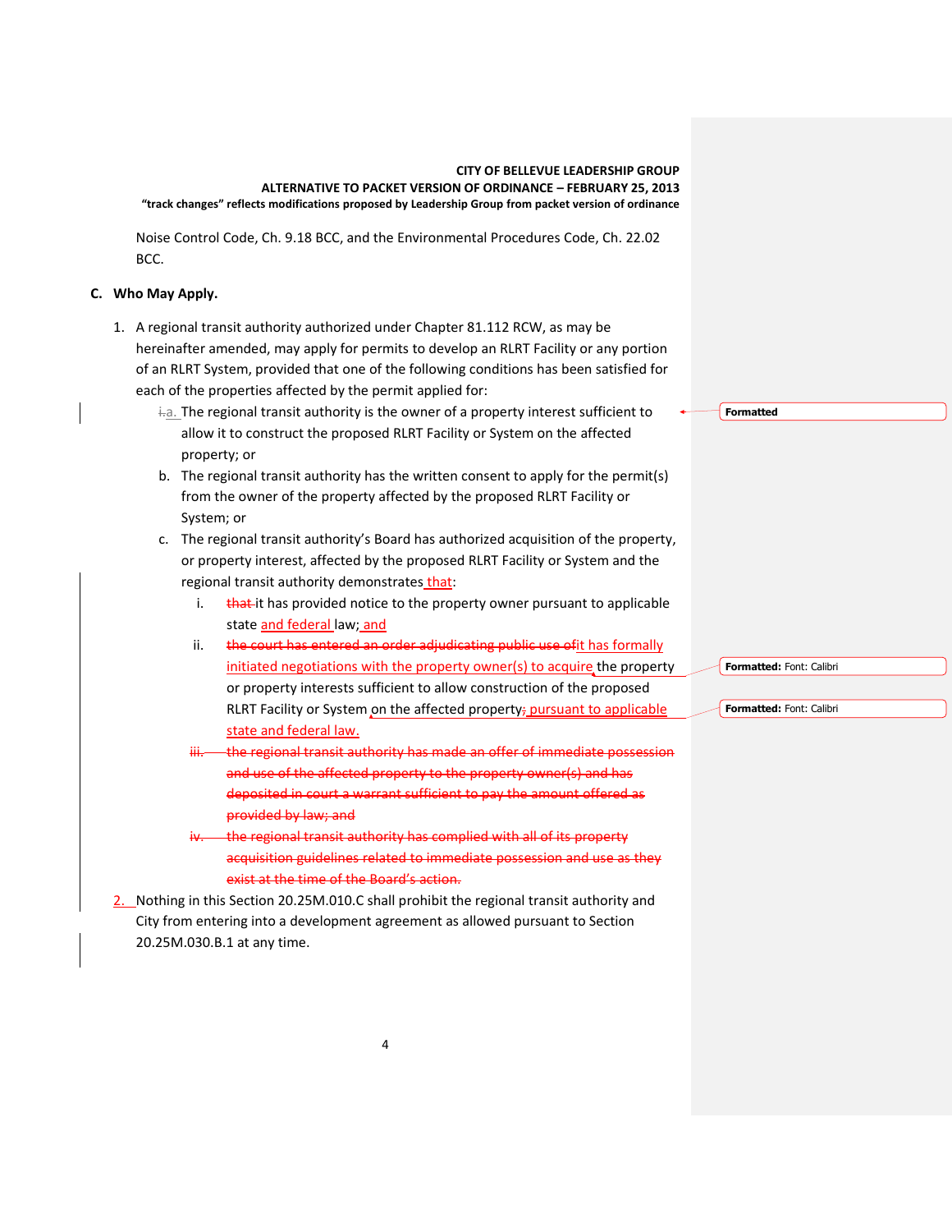Noise Control Code, Ch. 9.18 BCC, and the Environmental Procedures Code, Ch. 22.02 BCC.

**C. Who May Apply.**

1. A regional transit authority authorized under Chapter 81.112 RCW, as may be hereinafter amended, may apply for permits to develop an RLRT Facility or any portion of an RLRT System, provided that one of the following conditions has been satisfied for each of the properties affected by the permit applied for:

   ~~i.~~a. The regional transit authority is the owner of a property interest sufficient to allow it to construct the proposed RLRT Facility or System on the affected property; or

   b. The regional transit authority has the written consent to apply for the permit(s) from the owner of the property affected by the proposed RLRT Facility or System; or

   c. The regional transit authority's Board has authorized acquisition of the property, or property interest, affected by the proposed RLRT Facility or System and the regional transit authority demonstrates that:

      i. ~~that~~ it has provided notice to the property owner pursuant to applicable state and federal law; and

      ii. ~~the court has entered an order adjudicating public use of~~it has formally initiated negotiations with the property owner(s) to acquire the property or property interests sufficient to allow construction of the proposed RLRT Facility or System on the affected property~~;~~ pursuant to applicable state and federal law.

      ~~iii. the regional transit authority has made an offer of immediate possession and use of the affected property to the property owner(s) and has deposited in court a warrant sufficient to pay the amount offered as provided by law; and~~

      ~~iv. the regional transit authority has complied with all of its property acquisition guidelines related to immediate possession and use as they exist at the time of the Board's action.~~

2. Nothing in this Section 20.25M.010.C shall prohibit the regional transit authority and City from entering into a development agreement as allowed pursuant to Section 20.25M.030.B.1 at any time.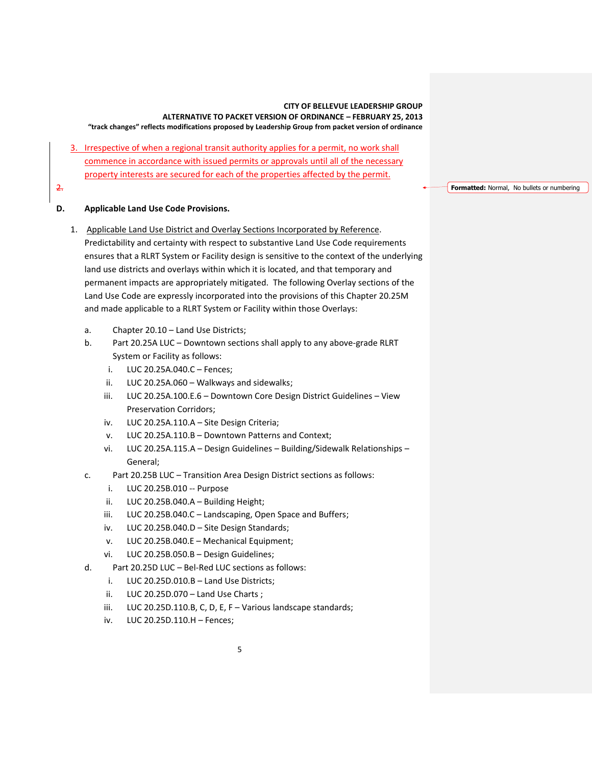3. Irrespective of when a regional transit authority applies for a permit, no work shall commence in accordance with issued permits or approvals until all of the necessary property interests are secured for each of the properties affected by the permit.

2.

Formatted: Normal, No bullets or numbering

**D. Applicable Land Use Code Provisions.**

1. Applicable Land Use District and Overlay Sections Incorporated by Reference. Predictability and certainty with respect to substantive Land Use Code requirements ensures that a RLRT System or Facility design is sensitive to the context of the underlying land use districts and overlays within which it is located, and that temporary and permanent impacts are appropriately mitigated. The following Overlay sections of the Land Use Code are expressly incorporated into the provisions of this Chapter 20.25M and made applicable to a RLRT System or Facility within those Overlays:

   a. Chapter 20.10 – Land Use Districts;

   b. Part 20.25A LUC – Downtown sections shall apply to any above-grade RLRT System or Facility as follows:
      - i. LUC 20.25A.040.C – Fences;
      - ii. LUC 20.25A.060 – Walkways and sidewalks;
      - iii. LUC 20.25A.100.E.6 – Downtown Core Design District Guidelines – View Preservation Corridors;
      - iv. LUC 20.25A.110.A – Site Design Criteria;
      - v. LUC 20.25A.110.B – Downtown Patterns and Context;
      - vi. LUC 20.25A.115.A – Design Guidelines – Building/Sidewalk Relationships – General;

   c. Part 20.25B LUC – Transition Area Design District sections as follows:
      - i. LUC 20.25B.010 -- Purpose
      - ii. LUC 20.25B.040.A – Building Height;
      - iii. LUC 20.25B.040.C – Landscaping, Open Space and Buffers;
      - iv. LUC 20.25B.040.D – Site Design Standards;
      - v. LUC 20.25B.040.E – Mechanical Equipment;
      - vi. LUC 20.25B.050.B – Design Guidelines;

   d. Part 20.25D LUC – Bel-Red LUC sections as follows:
      - i. LUC 20.25D.010.B – Land Use Districts;
      - ii. LUC 20.25D.070 – Land Use Charts ;
      - iii. LUC 20.25D.110.B, C, D, E, F – Various landscape standards;
      - iv. LUC 20.25D.110.H – Fences;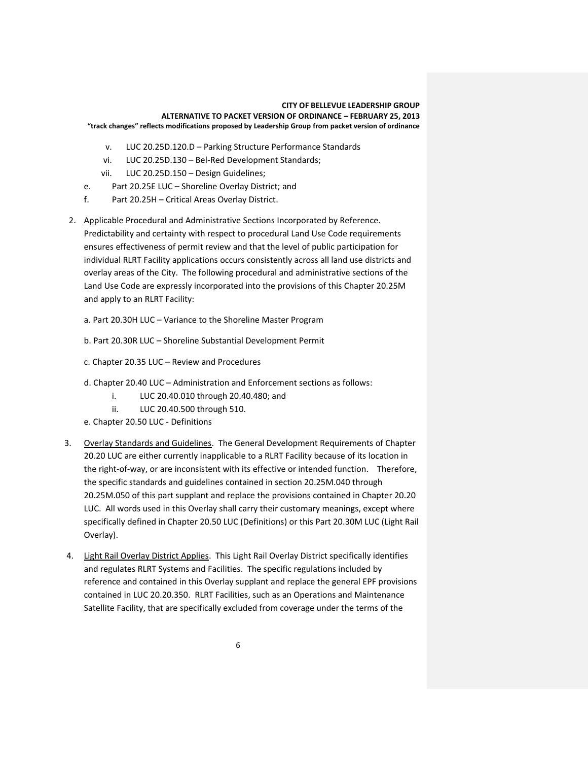v. LUC 20.25D.120.D – Parking Structure Performance Standards

vi. LUC 20.25D.130 – Bel-Red Development Standards;

vii. LUC 20.25D.150 – Design Guidelines;

e. Part 20.25E LUC – Shoreline Overlay District; and

f. Part 20.25H – Critical Areas Overlay District.

2. Applicable Procedural and Administrative Sections Incorporated by Reference. Predictability and certainty with respect to procedural Land Use Code requirements ensures effectiveness of permit review and that the level of public participation for individual RLRT Facility applications occurs consistently across all land use districts and overlay areas of the City. The following procedural and administrative sections of the Land Use Code are expressly incorporated into the provisions of this Chapter 20.25M and apply to an RLRT Facility:

   a. Part 20.30H LUC – Variance to the Shoreline Master Program

   b. Part 20.30R LUC – Shoreline Substantial Development Permit

   c. Chapter 20.35 LUC – Review and Procedures

   d. Chapter 20.40 LUC – Administration and Enforcement sections as follows:

      i. LUC 20.40.010 through 20.40.480; and

      ii. LUC 20.40.500 through 510.

   e. Chapter 20.50 LUC - Definitions

3. Overlay Standards and Guidelines. The General Development Requirements of Chapter 20.20 LUC are either currently inapplicable to a RLRT Facility because of its location in the right-of-way, or are inconsistent with its effective or intended function. Therefore, the specific standards and guidelines contained in section 20.25M.040 through 20.25M.050 of this part supplant and replace the provisions contained in Chapter 20.20 LUC. All words used in this Overlay shall carry their customary meanings, except where specifically defined in Chapter 20.50 LUC (Definitions) or this Part 20.30M LUC (Light Rail Overlay).

4. Light Rail Overlay District Applies. This Light Rail Overlay District specifically identifies and regulates RLRT Systems and Facilities. The specific regulations included by reference and contained in this Overlay supplant and replace the general EPF provisions contained in LUC 20.20.350. RLRT Facilities, such as an Operations and Maintenance Satellite Facility, that are specifically excluded from coverage under the terms of the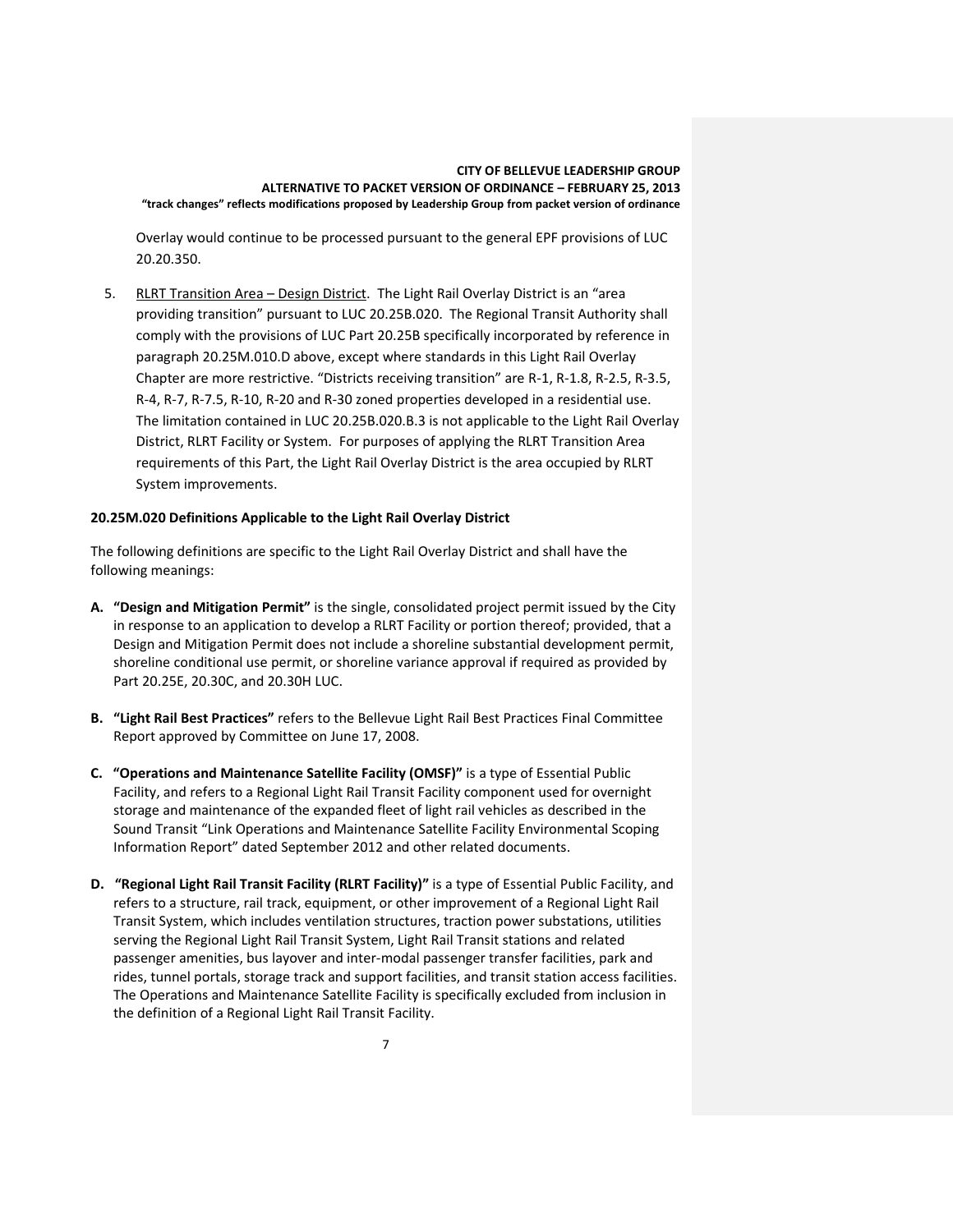Overlay would continue to be processed pursuant to the general EPF provisions of LUC 20.20.350.

5. RLRT Transition Area – Design District. The Light Rail Overlay District is an "area providing transition" pursuant to LUC 20.25B.020. The Regional Transit Authority shall comply with the provisions of LUC Part 20.25B specifically incorporated by reference in paragraph 20.25M.010.D above, except where standards in this Light Rail Overlay Chapter are more restrictive. "Districts receiving transition" are R-1, R-1.8, R-2.5, R-3.5, R-4, R-7, R-7.5, R-10, R-20 and R-30 zoned properties developed in a residential use. The limitation contained in LUC 20.25B.020.B.3 is not applicable to the Light Rail Overlay District, RLRT Facility or System. For purposes of applying the RLRT Transition Area requirements of this Part, the Light Rail Overlay District is the area occupied by RLRT System improvements.

**20.25M.020 Definitions Applicable to the Light Rail Overlay District**

The following definitions are specific to the Light Rail Overlay District and shall have the following meanings:

**A. "Design and Mitigation Permit"** is the single, consolidated project permit issued by the City in response to an application to develop a RLRT Facility or portion thereof; provided, that a Design and Mitigation Permit does not include a shoreline substantial development permit, shoreline conditional use permit, or shoreline variance approval if required as provided by Part 20.25E, 20.30C, and 20.30H LUC.

**B. "Light Rail Best Practices"** refers to the Bellevue Light Rail Best Practices Final Committee Report approved by Committee on June 17, 2008.

**C. "Operations and Maintenance Satellite Facility (OMSF)"** is a type of Essential Public Facility, and refers to a Regional Light Rail Transit Facility component used for overnight storage and maintenance of the expanded fleet of light rail vehicles as described in the Sound Transit "Link Operations and Maintenance Satellite Facility Environmental Scoping Information Report" dated September 2012 and other related documents.

**D. "Regional Light Rail Transit Facility (RLRT Facility)"** is a type of Essential Public Facility, and refers to a structure, rail track, equipment, or other improvement of a Regional Light Rail Transit System, which includes ventilation structures, traction power substations, utilities serving the Regional Light Rail Transit System, Light Rail Transit stations and related passenger amenities, bus layover and inter-modal passenger transfer facilities, park and rides, tunnel portals, storage track and support facilities, and transit station access facilities. The Operations and Maintenance Satellite Facility is specifically excluded from inclusion in the definition of a Regional Light Rail Transit Facility.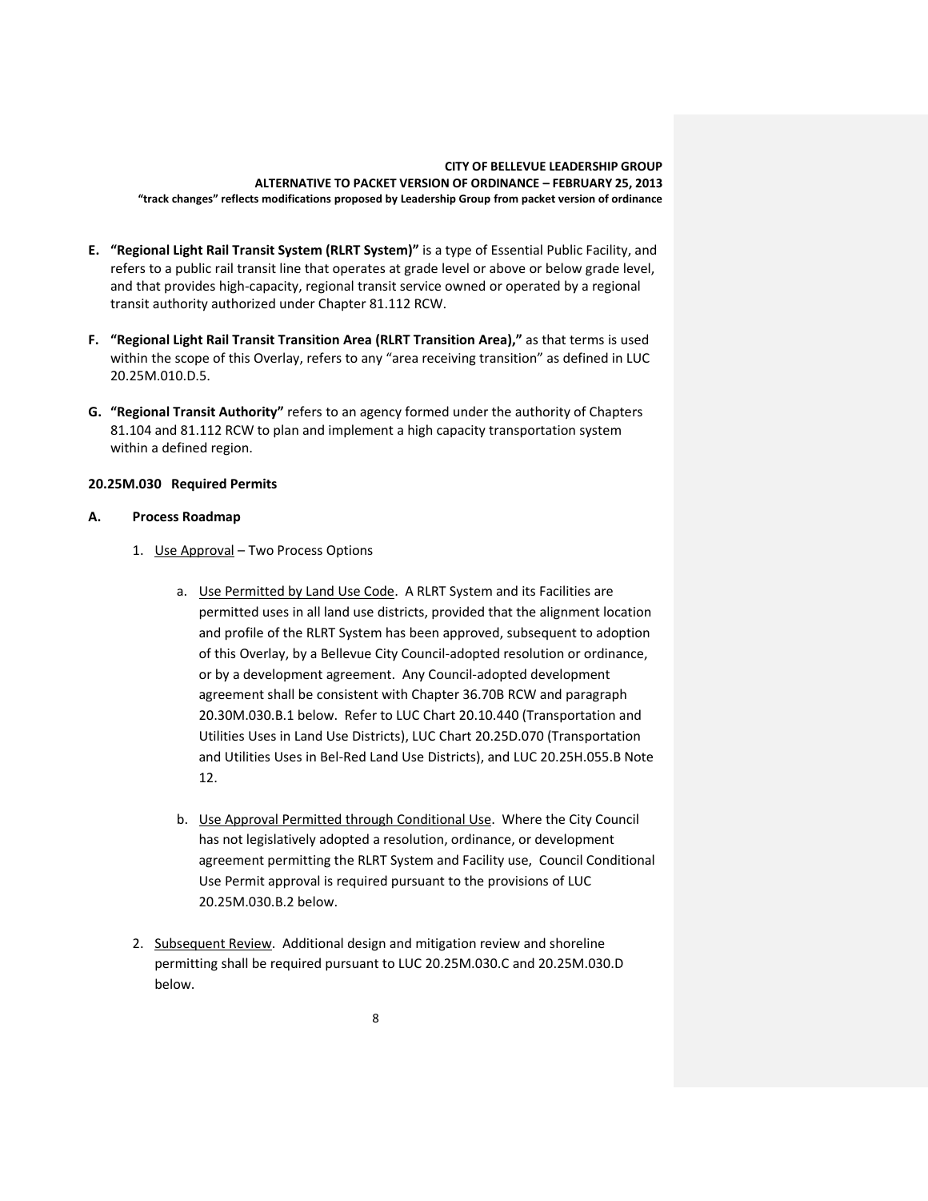**E. "Regional Light Rail Transit System (RLRT System)"** is a type of Essential Public Facility, and refers to a public rail transit line that operates at grade level or above or below grade level, and that provides high-capacity, regional transit service owned or operated by a regional transit authority authorized under Chapter 81.112 RCW.

**F. "Regional Light Rail Transit Transition Area (RLRT Transition Area),"** as that terms is used within the scope of this Overlay, refers to any "area receiving transition" as defined in LUC 20.25M.010.D.5.

**G. "Regional Transit Authority"** refers to an agency formed under the authority of Chapters 81.104 and 81.112 RCW to plan and implement a high capacity transportation system within a defined region.

**20.25M.030 Required Permits**

**A. Process Roadmap**

1. Use Approval – Two Process Options

   a. Use Permitted by Land Use Code. A RLRT System and its Facilities are permitted uses in all land use districts, provided that the alignment location and profile of the RLRT System has been approved, subsequent to adoption of this Overlay, by a Bellevue City Council-adopted resolution or ordinance, or by a development agreement. Any Council-adopted development agreement shall be consistent with Chapter 36.70B RCW and paragraph 20.30M.030.B.1 below. Refer to LUC Chart 20.10.440 (Transportation and Utilities Uses in Land Use Districts), LUC Chart 20.25D.070 (Transportation and Utilities Uses in Bel-Red Land Use Districts), and LUC 20.25H.055.B Note 12.

   b. Use Approval Permitted through Conditional Use. Where the City Council has not legislatively adopted a resolution, ordinance, or development agreement permitting the RLRT System and Facility use, Council Conditional Use Permit approval is required pursuant to the provisions of LUC 20.25M.030.B.2 below.

2. Subsequent Review. Additional design and mitigation review and shoreline permitting shall be required pursuant to LUC 20.25M.030.C and 20.25M.030.D below.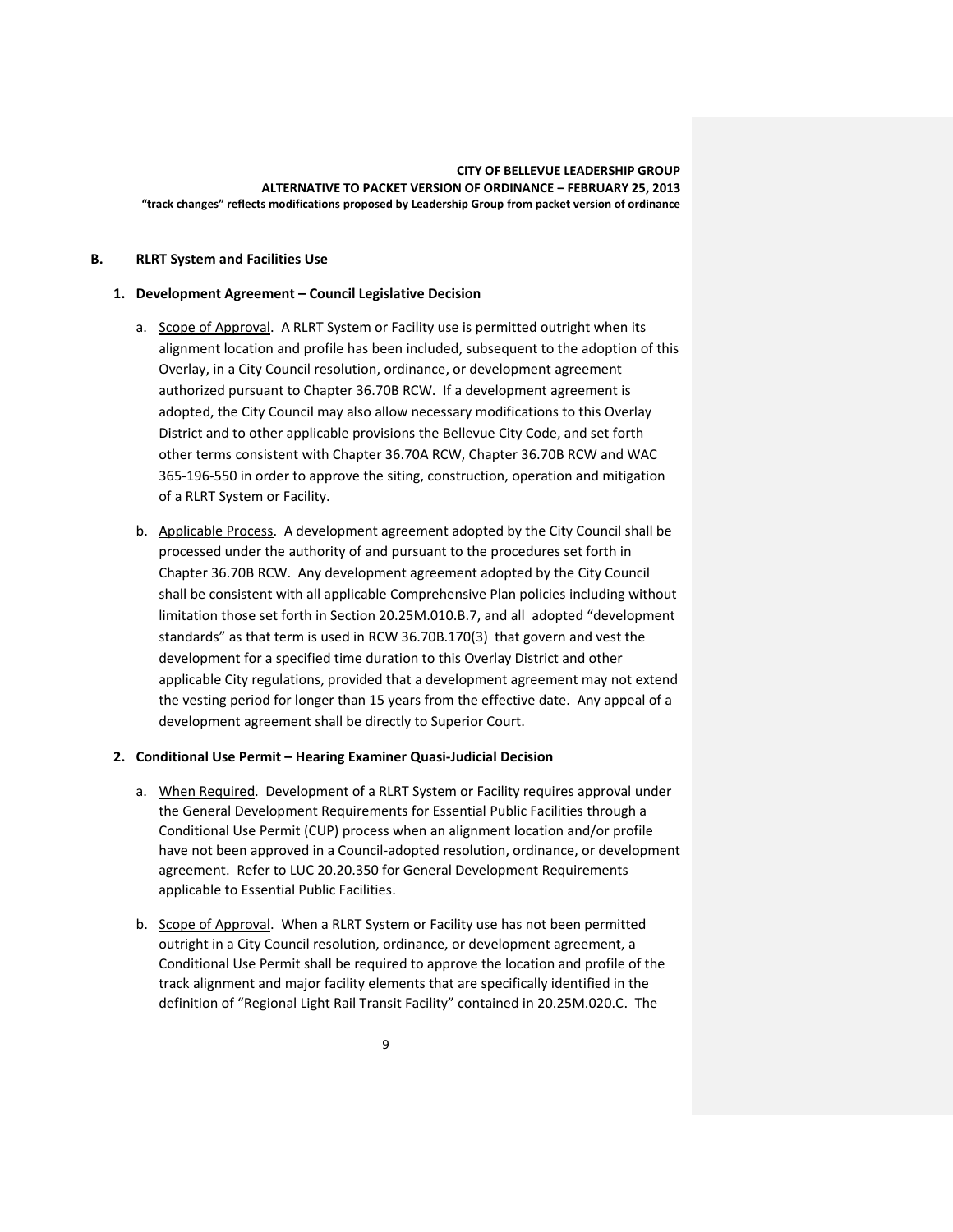## B. RLRT System and Facilities Use

### 1. Development Agreement – Council Legislative Decision

a. Scope of Approval. A RLRT System or Facility use is permitted outright when its alignment location and profile has been included, subsequent to the adoption of this Overlay, in a City Council resolution, ordinance, or development agreement authorized pursuant to Chapter 36.70B RCW. If a development agreement is adopted, the City Council may also allow necessary modifications to this Overlay District and to other applicable provisions the Bellevue City Code, and set forth other terms consistent with Chapter 36.70A RCW, Chapter 36.70B RCW and WAC 365-196-550 in order to approve the siting, construction, operation and mitigation of a RLRT System or Facility.

b. Applicable Process. A development agreement adopted by the City Council shall be processed under the authority of and pursuant to the procedures set forth in Chapter 36.70B RCW. Any development agreement adopted by the City Council shall be consistent with all applicable Comprehensive Plan policies including without limitation those set forth in Section 20.25M.010.B.7, and all adopted "development standards" as that term is used in RCW 36.70B.170(3) that govern and vest the development for a specified time duration to this Overlay District and other applicable City regulations, provided that a development agreement may not extend the vesting period for longer than 15 years from the effective date. Any appeal of a development agreement shall be directly to Superior Court.

### 2. Conditional Use Permit – Hearing Examiner Quasi-Judicial Decision

a. When Required. Development of a RLRT System or Facility requires approval under the General Development Requirements for Essential Public Facilities through a Conditional Use Permit (CUP) process when an alignment location and/or profile have not been approved in a Council-adopted resolution, ordinance, or development agreement. Refer to LUC 20.20.350 for General Development Requirements applicable to Essential Public Facilities.

b. Scope of Approval. When a RLRT System or Facility use has not been permitted outright in a City Council resolution, ordinance, or development agreement, a Conditional Use Permit shall be required to approve the location and profile of the track alignment and major facility elements that are specifically identified in the definition of "Regional Light Rail Transit Facility" contained in 20.25M.020.C. The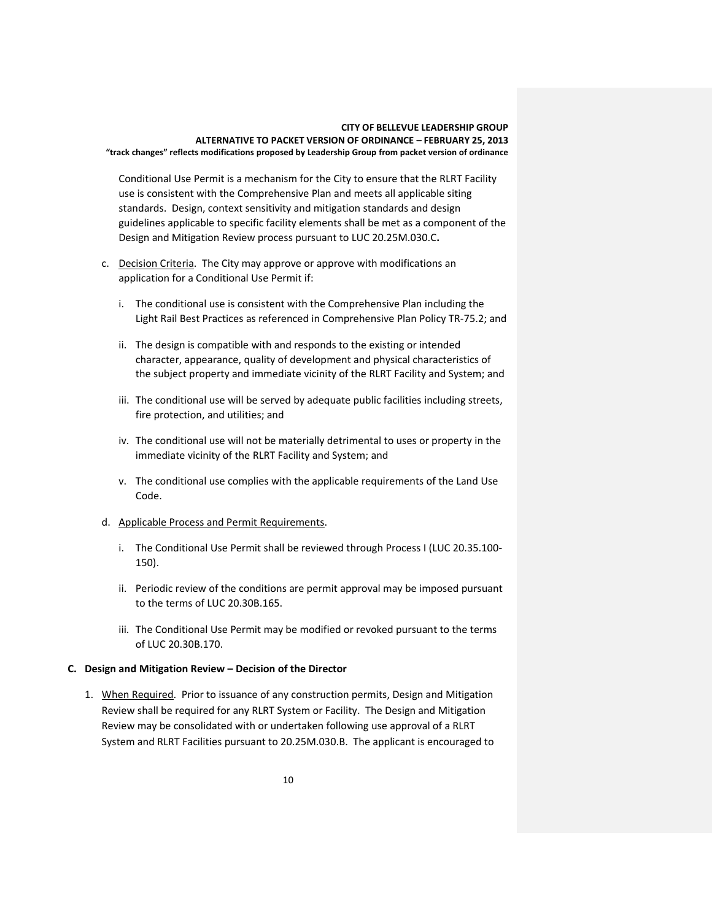Conditional Use Permit is a mechanism for the City to ensure that the RLRT Facility use is consistent with the Comprehensive Plan and meets all applicable siting standards. Design, context sensitivity and mitigation standards and design guidelines applicable to specific facility elements shall be met as a component of the Design and Mitigation Review process pursuant to LUC 20.25M.030.C**.**

c. Decision Criteria. The City may approve or approve with modifications an application for a Conditional Use Permit if:

   i. The conditional use is consistent with the Comprehensive Plan including the Light Rail Best Practices as referenced in Comprehensive Plan Policy TR-75.2; and

   ii. The design is compatible with and responds to the existing or intended character, appearance, quality of development and physical characteristics of the subject property and immediate vicinity of the RLRT Facility and System; and

   iii. The conditional use will be served by adequate public facilities including streets, fire protection, and utilities; and

   iv. The conditional use will not be materially detrimental to uses or property in the immediate vicinity of the RLRT Facility and System; and

   v. The conditional use complies with the applicable requirements of the Land Use Code.

d. Applicable Process and Permit Requirements.

   i. The Conditional Use Permit shall be reviewed through Process I (LUC 20.35.100-150).

   ii. Periodic review of the conditions are permit approval may be imposed pursuant to the terms of LUC 20.30B.165.

   iii. The Conditional Use Permit may be modified or revoked pursuant to the terms of LUC 20.30B.170.

**C. Design and Mitigation Review – Decision of the Director**

1. When Required. Prior to issuance of any construction permits, Design and Mitigation Review shall be required for any RLRT System or Facility. The Design and Mitigation Review may be consolidated with or undertaken following use approval of a RLRT System and RLRT Facilities pursuant to 20.25M.030.B. The applicant is encouraged to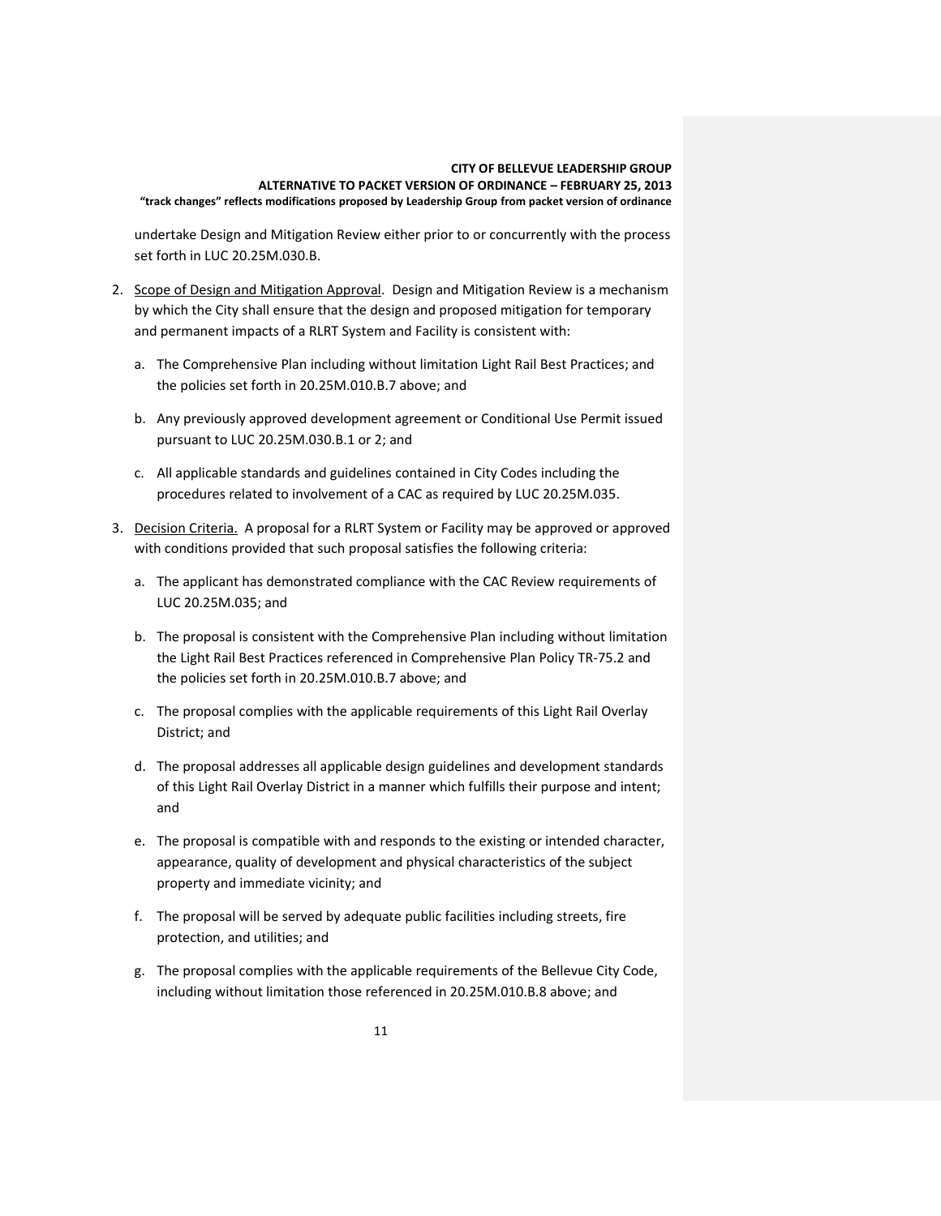undertake Design and Mitigation Review either prior to or concurrently with the process set forth in LUC 20.25M.030.B.

2. Scope of Design and Mitigation Approval. Design and Mitigation Review is a mechanism by which the City shall ensure that the design and proposed mitigation for temporary and permanent impacts of a RLRT System and Facility is consistent with:

   a. The Comprehensive Plan including without limitation Light Rail Best Practices; and the policies set forth in 20.25M.010.B.7 above; and

   b. Any previously approved development agreement or Conditional Use Permit issued pursuant to LUC 20.25M.030.B.1 or 2; and

   c. All applicable standards and guidelines contained in City Codes including the procedures related to involvement of a CAC as required by LUC 20.25M.035.

3. Decision Criteria. A proposal for a RLRT System or Facility may be approved or approved with conditions provided that such proposal satisfies the following criteria:

   a. The applicant has demonstrated compliance with the CAC Review requirements of LUC 20.25M.035; and

   b. The proposal is consistent with the Comprehensive Plan including without limitation the Light Rail Best Practices referenced in Comprehensive Plan Policy TR-75.2 and the policies set forth in 20.25M.010.B.7 above; and

   c. The proposal complies with the applicable requirements of this Light Rail Overlay District; and

   d. The proposal addresses all applicable design guidelines and development standards of this Light Rail Overlay District in a manner which fulfills their purpose and intent; and

   e. The proposal is compatible with and responds to the existing or intended character, appearance, quality of development and physical characteristics of the subject property and immediate vicinity; and

   f. The proposal will be served by adequate public facilities including streets, fire protection, and utilities; and

   g. The proposal complies with the applicable requirements of the Bellevue City Code, including without limitation those referenced in 20.25M.010.B.8 above; and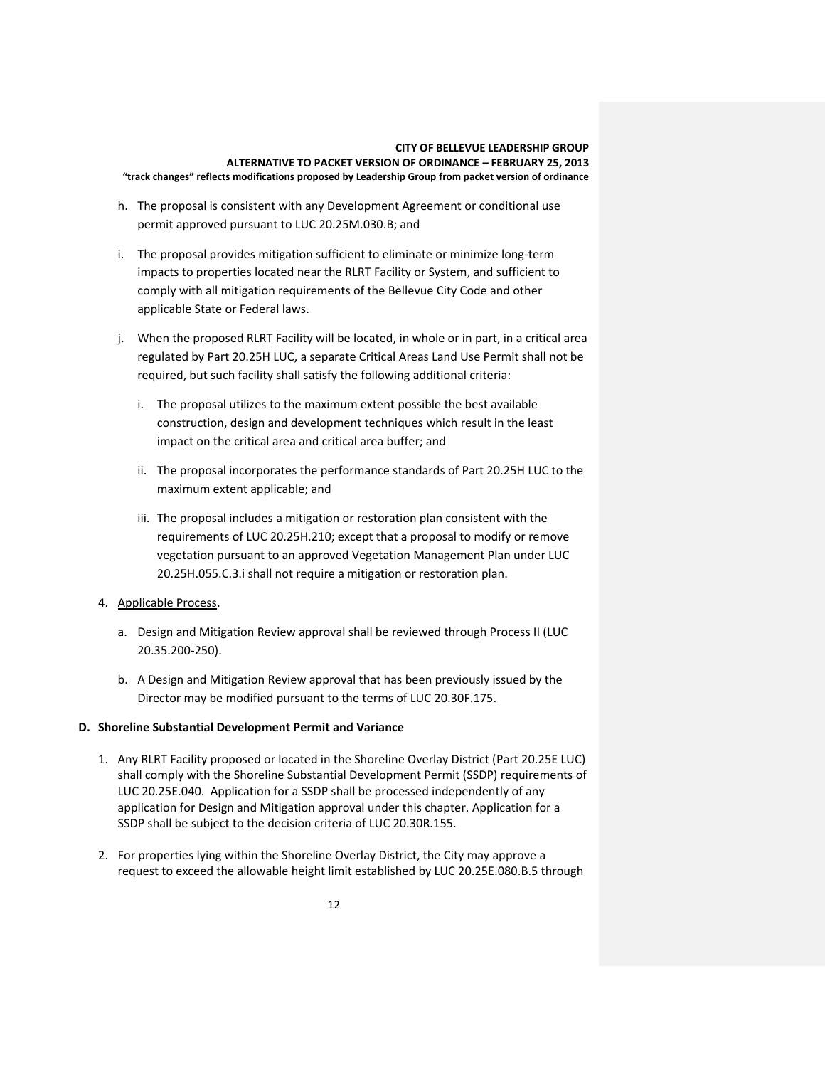h. The proposal is consistent with any Development Agreement or conditional use permit approved pursuant to LUC 20.25M.030.B; and

i. The proposal provides mitigation sufficient to eliminate or minimize long-term impacts to properties located near the RLRT Facility or System, and sufficient to comply with all mitigation requirements of the Bellevue City Code and other applicable State or Federal laws.

j. When the proposed RLRT Facility will be located, in whole or in part, in a critical area regulated by Part 20.25H LUC, a separate Critical Areas Land Use Permit shall not be required, but such facility shall satisfy the following additional criteria:

   i. The proposal utilizes to the maximum extent possible the best available construction, design and development techniques which result in the least impact on the critical area and critical area buffer; and

   ii. The proposal incorporates the performance standards of Part 20.25H LUC to the maximum extent applicable; and

   iii. The proposal includes a mitigation or restoration plan consistent with the requirements of LUC 20.25H.210; except that a proposal to modify or remove vegetation pursuant to an approved Vegetation Management Plan under LUC 20.25H.055.C.3.i shall not require a mitigation or restoration plan.

4. Applicable Process.

   a. Design and Mitigation Review approval shall be reviewed through Process II (LUC 20.35.200-250).

   b. A Design and Mitigation Review approval that has been previously issued by the Director may be modified pursuant to the terms of LUC 20.30F.175.

**D. Shoreline Substantial Development Permit and Variance**

1. Any RLRT Facility proposed or located in the Shoreline Overlay District (Part 20.25E LUC) shall comply with the Shoreline Substantial Development Permit (SSDP) requirements of LUC 20.25E.040. Application for a SSDP shall be processed independently of any application for Design and Mitigation approval under this chapter. Application for a SSDP shall be subject to the decision criteria of LUC 20.30R.155.

2. For properties lying within the Shoreline Overlay District, the City may approve a request to exceed the allowable height limit established by LUC 20.25E.080.B.5 through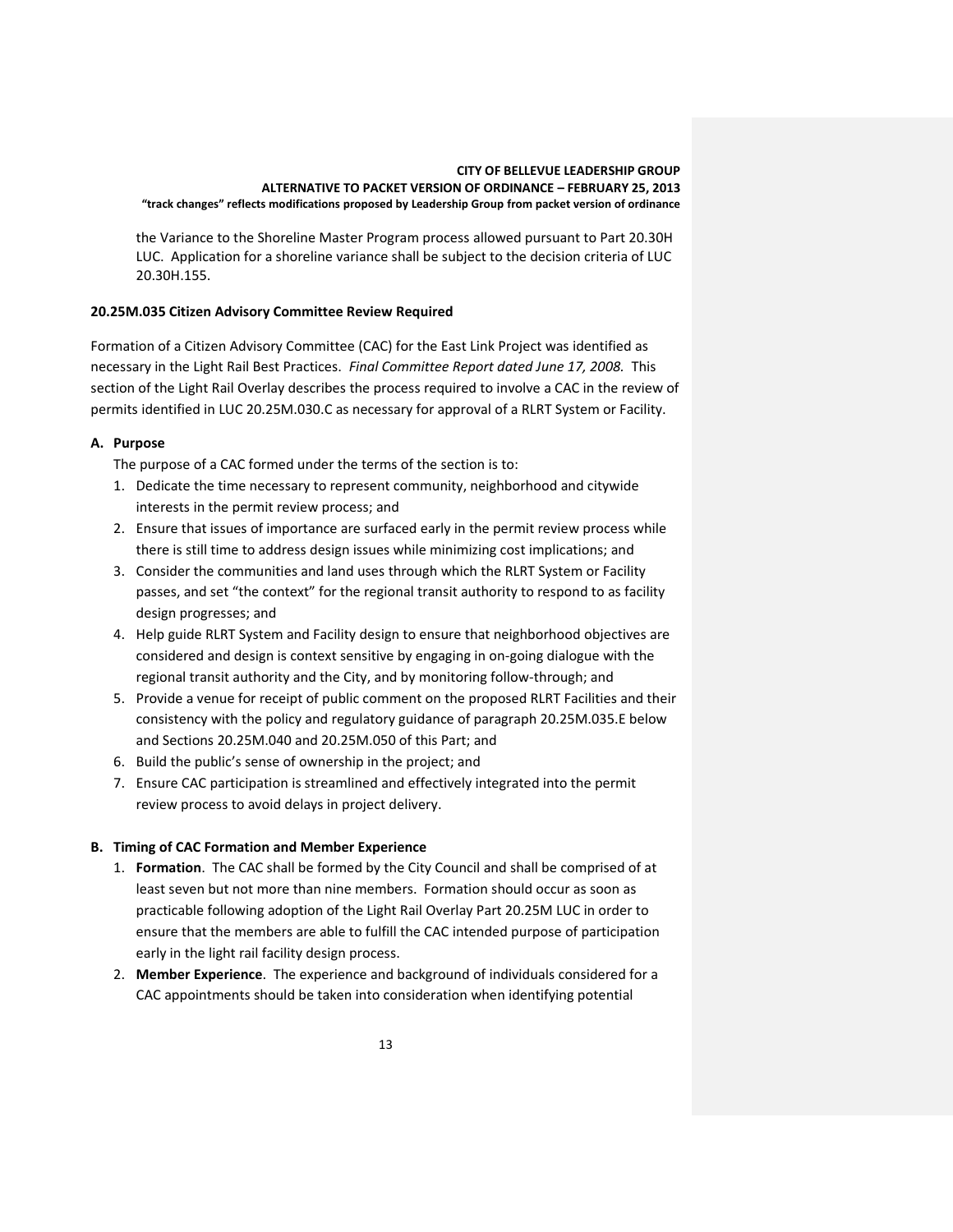the Variance to the Shoreline Master Program process allowed pursuant to Part 20.30H LUC. Application for a shoreline variance shall be subject to the decision criteria of LUC 20.30H.155.

**20.25M.035 Citizen Advisory Committee Review Required**

Formation of a Citizen Advisory Committee (CAC) for the East Link Project was identified as necessary in the Light Rail Best Practices. *Final Committee Report dated June 17, 2008.* This section of the Light Rail Overlay describes the process required to involve a CAC in the review of permits identified in LUC 20.25M.030.C as necessary for approval of a RLRT System or Facility.

**A. Purpose**

The purpose of a CAC formed under the terms of the section is to:

1. Dedicate the time necessary to represent community, neighborhood and citywide interests in the permit review process; and
2. Ensure that issues of importance are surfaced early in the permit review process while there is still time to address design issues while minimizing cost implications; and
3. Consider the communities and land uses through which the RLRT System or Facility passes, and set "the context" for the regional transit authority to respond to as facility design progresses; and
4. Help guide RLRT System and Facility design to ensure that neighborhood objectives are considered and design is context sensitive by engaging in on-going dialogue with the regional transit authority and the City, and by monitoring follow-through; and
5. Provide a venue for receipt of public comment on the proposed RLRT Facilities and their consistency with the policy and regulatory guidance of paragraph 20.25M.035.E below and Sections 20.25M.040 and 20.25M.050 of this Part; and
6. Build the public's sense of ownership in the project; and
7. Ensure CAC participation is streamlined and effectively integrated into the permit review process to avoid delays in project delivery.

**B. Timing of CAC Formation and Member Experience**

1. **Formation**. The CAC shall be formed by the City Council and shall be comprised of at least seven but not more than nine members. Formation should occur as soon as practicable following adoption of the Light Rail Overlay Part 20.25M LUC in order to ensure that the members are able to fulfill the CAC intended purpose of participation early in the light rail facility design process.
2. **Member Experience**. The experience and background of individuals considered for a CAC appointments should be taken into consideration when identifying potential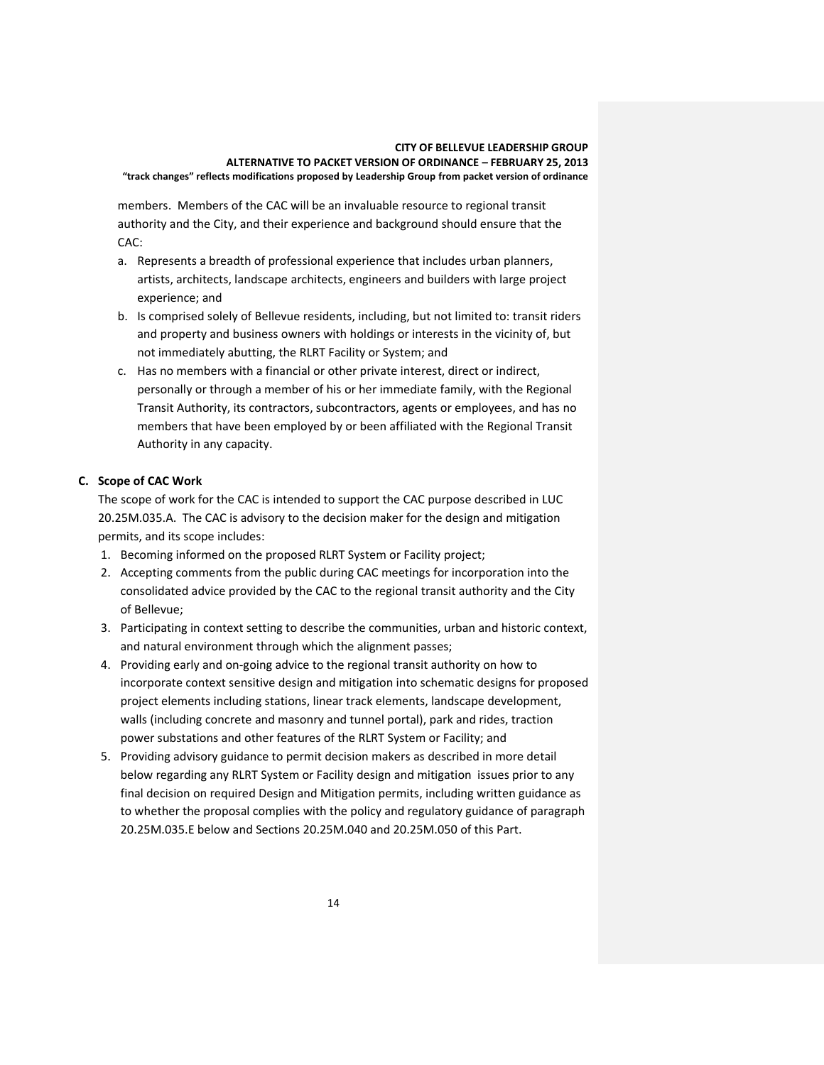members. Members of the CAC will be an invaluable resource to regional transit authority and the City, and their experience and background should ensure that the CAC:

a. Represents a breadth of professional experience that includes urban planners, artists, architects, landscape architects, engineers and builders with large project experience; and
b. Is comprised solely of Bellevue residents, including, but not limited to: transit riders and property and business owners with holdings or interests in the vicinity of, but not immediately abutting, the RLRT Facility or System; and
c. Has no members with a financial or other private interest, direct or indirect, personally or through a member of his or her immediate family, with the Regional Transit Authority, its contractors, subcontractors, agents or employees, and has no members that have been employed by or been affiliated with the Regional Transit Authority in any capacity.

**C. Scope of CAC Work**

The scope of work for the CAC is intended to support the CAC purpose described in LUC 20.25M.035.A. The CAC is advisory to the decision maker for the design and mitigation permits, and its scope includes:

1. Becoming informed on the proposed RLRT System or Facility project;
2. Accepting comments from the public during CAC meetings for incorporation into the consolidated advice provided by the CAC to the regional transit authority and the City of Bellevue;
3. Participating in context setting to describe the communities, urban and historic context, and natural environment through which the alignment passes;
4. Providing early and on-going advice to the regional transit authority on how to incorporate context sensitive design and mitigation into schematic designs for proposed project elements including stations, linear track elements, landscape development, walls (including concrete and masonry and tunnel portal), park and rides, traction power substations and other features of the RLRT System or Facility; and
5. Providing advisory guidance to permit decision makers as described in more detail below regarding any RLRT System or Facility design and mitigation issues prior to any final decision on required Design and Mitigation permits, including written guidance as to whether the proposal complies with the policy and regulatory guidance of paragraph 20.25M.035.E below and Sections 20.25M.040 and 20.25M.050 of this Part.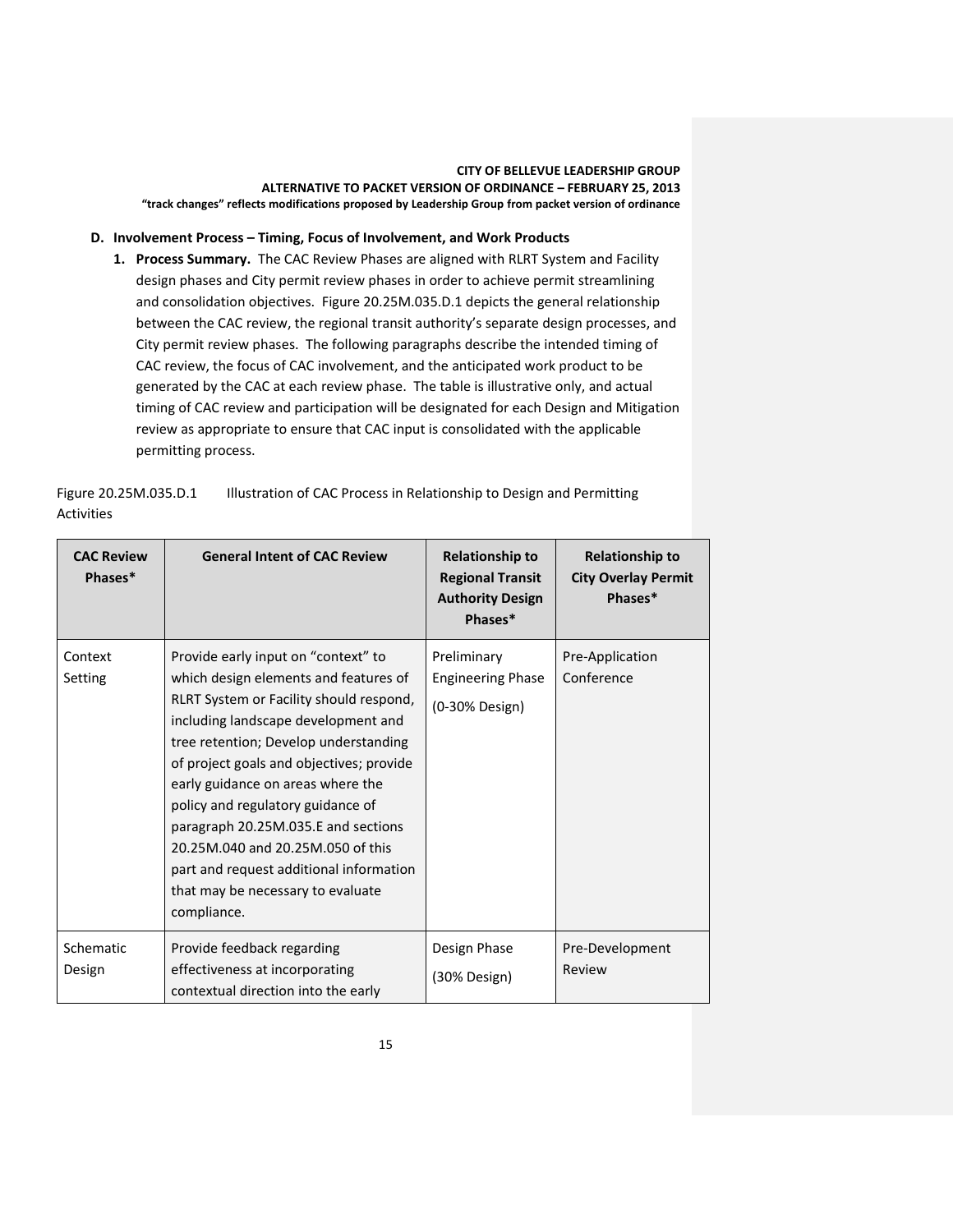**D. Involvement Process – Timing, Focus of Involvement, and Work Products**

1. **Process Summary.** The CAC Review Phases are aligned with RLRT System and Facility design phases and City permit review phases in order to achieve permit streamlining and consolidation objectives. Figure 20.25M.035.D.1 depicts the general relationship between the CAC review, the regional transit authority's separate design processes, and City permit review phases. The following paragraphs describe the intended timing of CAC review, the focus of CAC involvement, and the anticipated work product to be generated by the CAC at each review phase. The table is illustrative only, and actual timing of CAC review and participation will be designated for each Design and Mitigation review as appropriate to ensure that CAC input is consolidated with the applicable permitting process.

Figure 20.25M.035.D.1 Illustration of CAC Process in Relationship to Design and Permitting Activities

| CAC Review Phases* | General Intent of CAC Review | Relationship to Regional Transit Authority Design Phases* | Relationship to City Overlay Permit Phases* |
|---|---|---|---|
| Context Setting | Provide early input on "context" to which design elements and features of RLRT System or Facility should respond, including landscape development and tree retention; Develop understanding of project goals and objectives; provide early guidance on areas where the policy and regulatory guidance of paragraph 20.25M.035.E and sections 20.25M.040 and 20.25M.050 of this part and request additional information that may be necessary to evaluate compliance. | Preliminary Engineering Phase (0-30% Design) | Pre-Application Conference |
| Schematic Design | Provide feedback regarding effectiveness at incorporating contextual direction into the early | Design Phase (30% Design) | Pre-Development Review |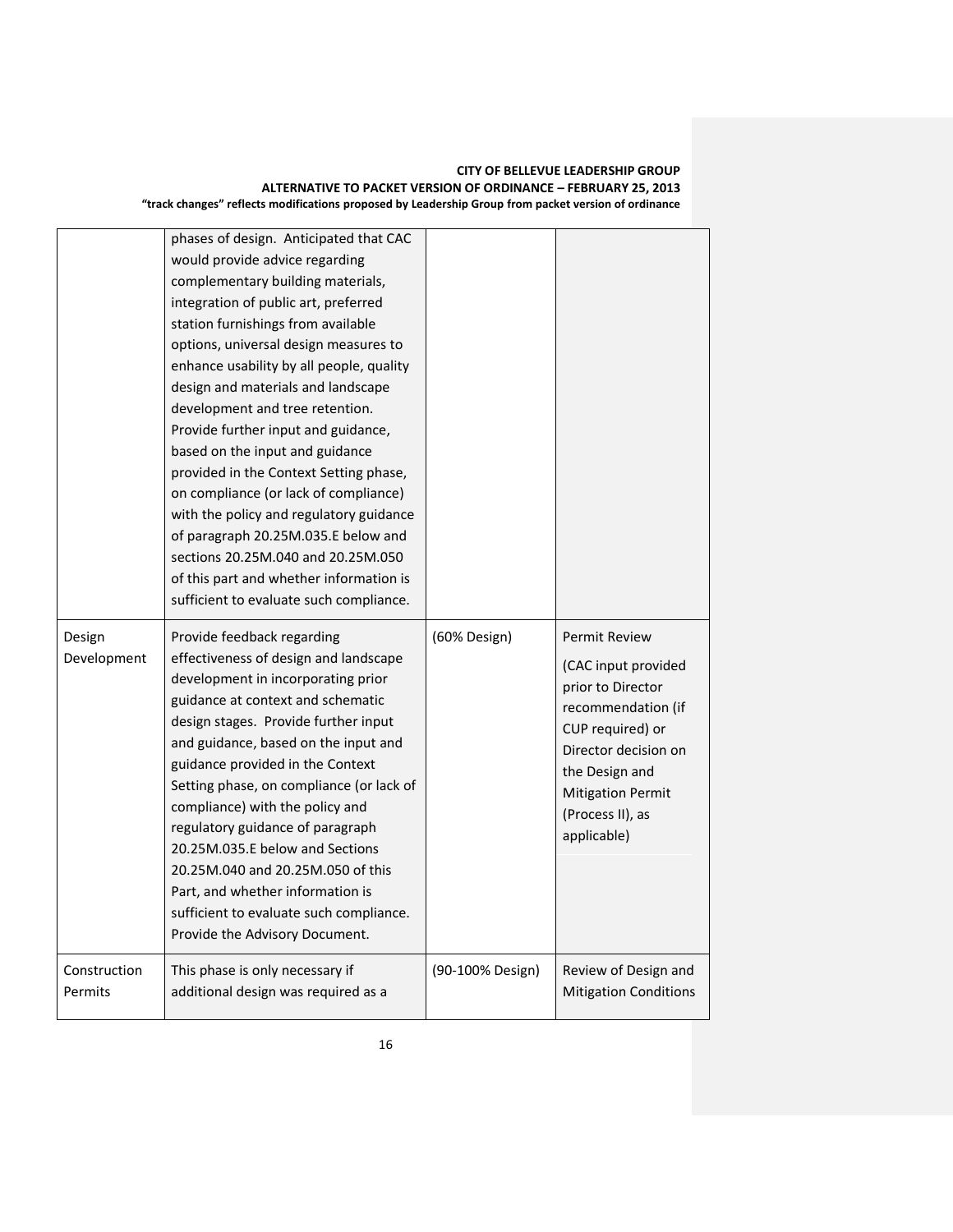| | | | |
|---|---|---|---|
| | phases of design. Anticipated that CAC would provide advice regarding complementary building materials, integration of public art, preferred station furnishings from available options, universal design measures to enhance usability by all people, quality design and materials and landscape development and tree retention. Provide further input and guidance, based on the input and guidance provided in the Context Setting phase, on compliance (or lack of compliance) with the policy and regulatory guidance of paragraph 20.25M.035.E below and sections 20.25M.040 and 20.25M.050 of this part and whether information is sufficient to evaluate such compliance. | | |
| Design Development | Provide feedback regarding effectiveness of design and landscape development in incorporating prior guidance at context and schematic design stages. Provide further input and guidance, based on the input and guidance provided in the Context Setting phase, on compliance (or lack of compliance) with the policy and regulatory guidance of paragraph 20.25M.035.E below and Sections 20.25M.040 and 20.25M.050 of this Part, and whether information is sufficient to evaluate such compliance. Provide the Advisory Document. | (60% Design) | Permit Review (CAC input provided prior to Director recommendation (if CUP required) or Director decision on the Design and Mitigation Permit (Process II), as applicable) |
| Construction Permits | This phase is only necessary if additional design was required as a | (90-100% Design) | Review of Design and Mitigation Conditions |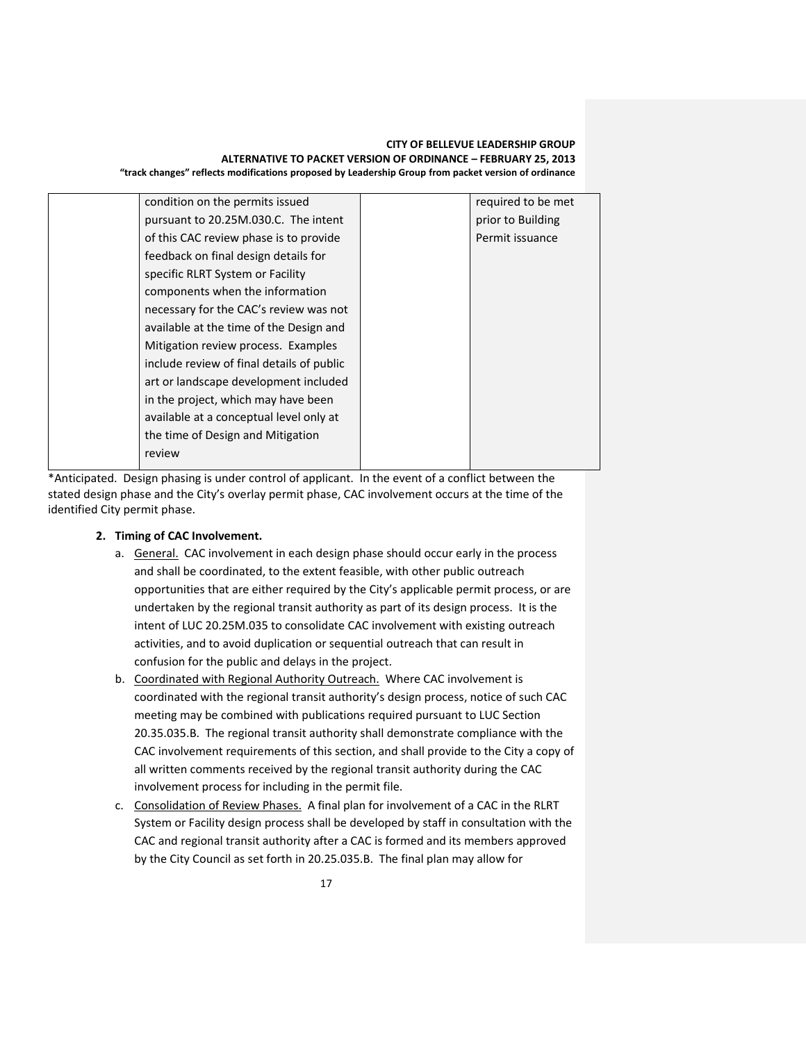| | condition on the permits issued pursuant to 20.25M.030.C. The intent of this CAC review phase is to provide feedback on final design details for specific RLRT System or Facility components when the information necessary for the CAC's review was not available at the time of the Design and Mitigation review process. Examples include review of final details of public art or landscape development included in the project, which may have been available at a conceptual level only at the time of Design and Mitigation review | | required to be met prior to Building Permit issuance |
|---|---|---|---|

*Anticipated. Design phasing is under control of applicant. In the event of a conflict between the stated design phase and the City's overlay permit phase, CAC involvement occurs at the time of the identified City permit phase.

**2. Timing of CAC Involvement.**

a. General. CAC involvement in each design phase should occur early in the process and shall be coordinated, to the extent feasible, with other public outreach opportunities that are either required by the City's applicable permit process, or are undertaken by the regional transit authority as part of its design process. It is the intent of LUC 20.25M.035 to consolidate CAC involvement with existing outreach activities, and to avoid duplication or sequential outreach that can result in confusion for the public and delays in the project.

b. Coordinated with Regional Authority Outreach. Where CAC involvement is coordinated with the regional transit authority's design process, notice of such CAC meeting may be combined with publications required pursuant to LUC Section 20.35.035.B. The regional transit authority shall demonstrate compliance with the CAC involvement requirements of this section, and shall provide to the City a copy of all written comments received by the regional transit authority during the CAC involvement process for including in the permit file.

c. Consolidation of Review Phases. A final plan for involvement of a CAC in the RLRT System or Facility design process shall be developed by staff in consultation with the CAC and regional transit authority after a CAC is formed and its members approved by the City Council as set forth in 20.25.035.B. The final plan may allow for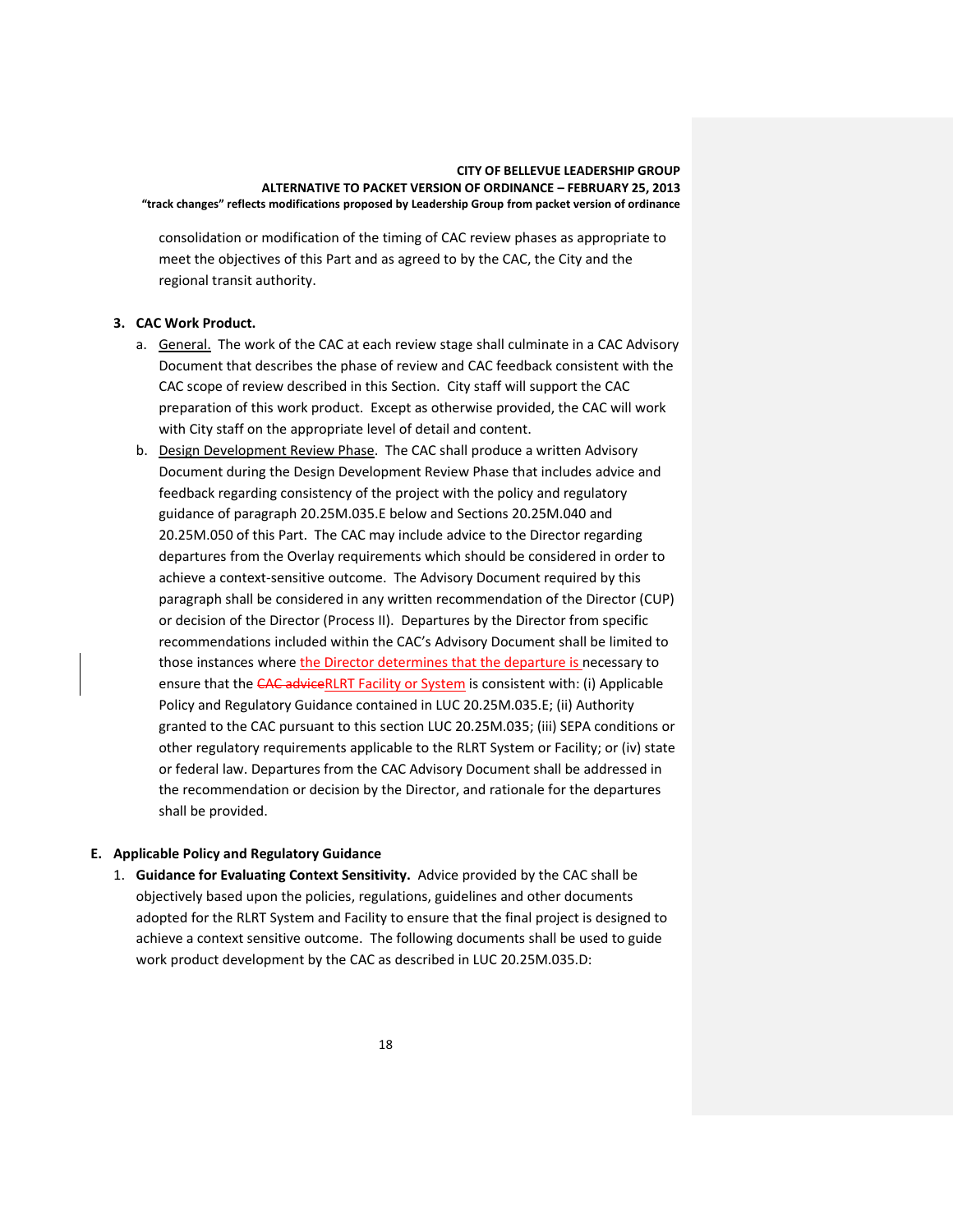consolidation or modification of the timing of CAC review phases as appropriate to meet the objectives of this Part and as agreed to by the CAC, the City and the regional transit authority.

**3. CAC Work Product.**

a. General. The work of the CAC at each review stage shall culminate in a CAC Advisory Document that describes the phase of review and CAC feedback consistent with the CAC scope of review described in this Section. City staff will support the CAC preparation of this work product. Except as otherwise provided, the CAC will work with City staff on the appropriate level of detail and content.

b. Design Development Review Phase. The CAC shall produce a written Advisory Document during the Design Development Review Phase that includes advice and feedback regarding consistency of the project with the policy and regulatory guidance of paragraph 20.25M.035.E below and Sections 20.25M.040 and 20.25M.050 of this Part. The CAC may include advice to the Director regarding departures from the Overlay requirements which should be considered in order to achieve a context-sensitive outcome. The Advisory Document required by this paragraph shall be considered in any written recommendation of the Director (CUP) or decision of the Director (Process II). Departures by the Director from specific recommendations included within the CAC's Advisory Document shall be limited to those instances where the Director determines that the departure is necessary to ensure that the ~~CAC advice~~RLRT Facility or System is consistent with: (i) Applicable Policy and Regulatory Guidance contained in LUC 20.25M.035.E; (ii) Authority granted to the CAC pursuant to this section LUC 20.25M.035; (iii) SEPA conditions or other regulatory requirements applicable to the RLRT System or Facility; or (iv) state or federal law. Departures from the CAC Advisory Document shall be addressed in the recommendation or decision by the Director, and rationale for the departures shall be provided.

**E. Applicable Policy and Regulatory Guidance**

1. **Guidance for Evaluating Context Sensitivity.** Advice provided by the CAC shall be objectively based upon the policies, regulations, guidelines and other documents adopted for the RLRT System and Facility to ensure that the final project is designed to achieve a context sensitive outcome. The following documents shall be used to guide work product development by the CAC as described in LUC 20.25M.035.D: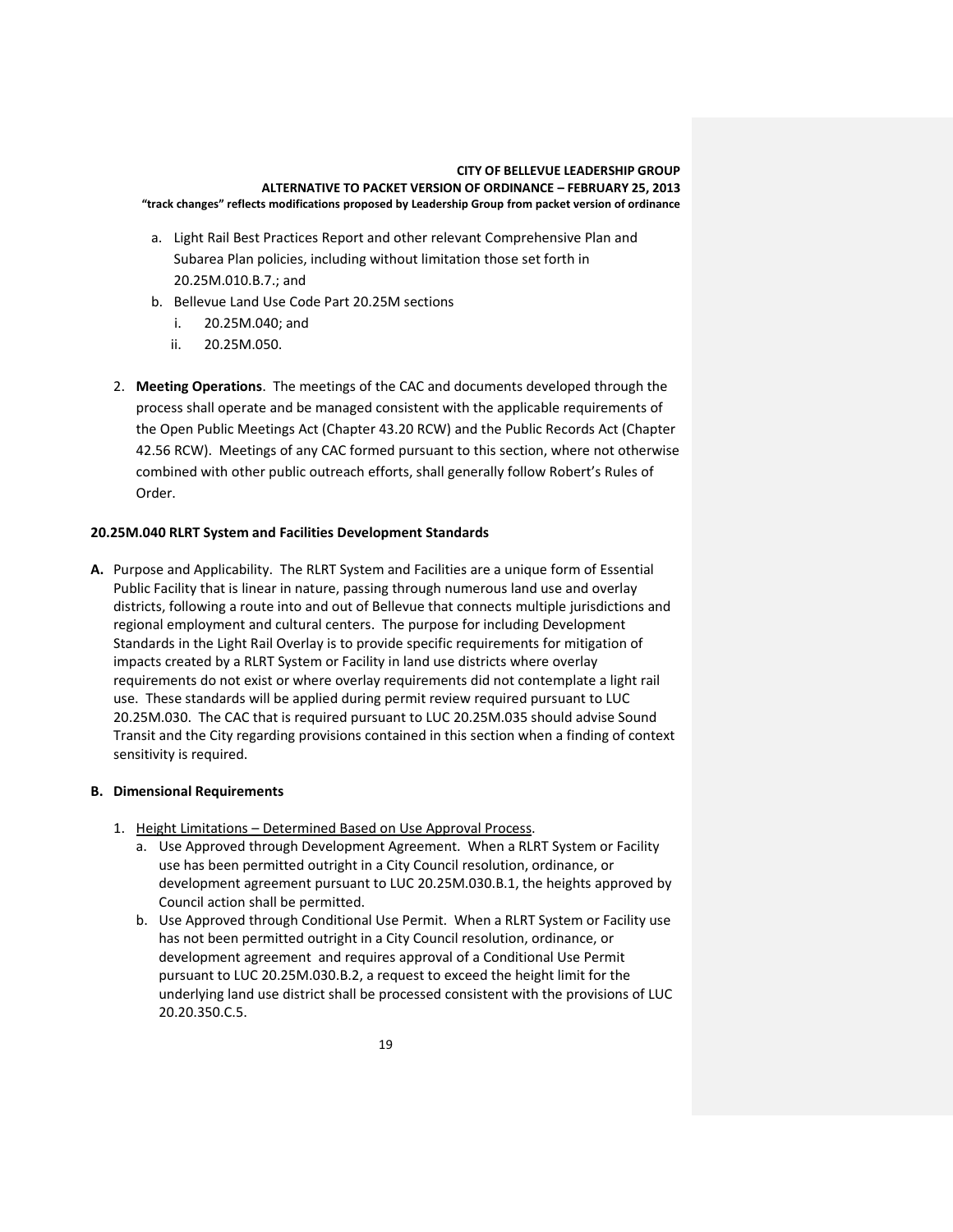a. Light Rail Best Practices Report and other relevant Comprehensive Plan and Subarea Plan policies, including without limitation those set forth in 20.25M.010.B.7.; and
b. Bellevue Land Use Code Part 20.25M sections
   i. 20.25M.040; and
   ii. 20.25M.050.

2. **Meeting Operations**. The meetings of the CAC and documents developed through the process shall operate and be managed consistent with the applicable requirements of the Open Public Meetings Act (Chapter 43.20 RCW) and the Public Records Act (Chapter 42.56 RCW). Meetings of any CAC formed pursuant to this section, where not otherwise combined with other public outreach efforts, shall generally follow Robert's Rules of Order.

**20.25M.040 RLRT System and Facilities Development Standards**

**A.** Purpose and Applicability. The RLRT System and Facilities are a unique form of Essential Public Facility that is linear in nature, passing through numerous land use and overlay districts, following a route into and out of Bellevue that connects multiple jurisdictions and regional employment and cultural centers. The purpose for including Development Standards in the Light Rail Overlay is to provide specific requirements for mitigation of impacts created by a RLRT System or Facility in land use districts where overlay requirements do not exist or where overlay requirements did not contemplate a light rail use. These standards will be applied during permit review required pursuant to LUC 20.25M.030. The CAC that is required pursuant to LUC 20.25M.035 should advise Sound Transit and the City regarding provisions contained in this section when a finding of context sensitivity is required.

**B. Dimensional Requirements**

1. Height Limitations – Determined Based on Use Approval Process.
   a. Use Approved through Development Agreement. When a RLRT System or Facility use has been permitted outright in a City Council resolution, ordinance, or development agreement pursuant to LUC 20.25M.030.B.1, the heights approved by Council action shall be permitted.
   b. Use Approved through Conditional Use Permit. When a RLRT System or Facility use has not been permitted outright in a City Council resolution, ordinance, or development agreement and requires approval of a Conditional Use Permit pursuant to LUC 20.25M.030.B.2, a request to exceed the height limit for the underlying land use district shall be processed consistent with the provisions of LUC 20.20.350.C.5.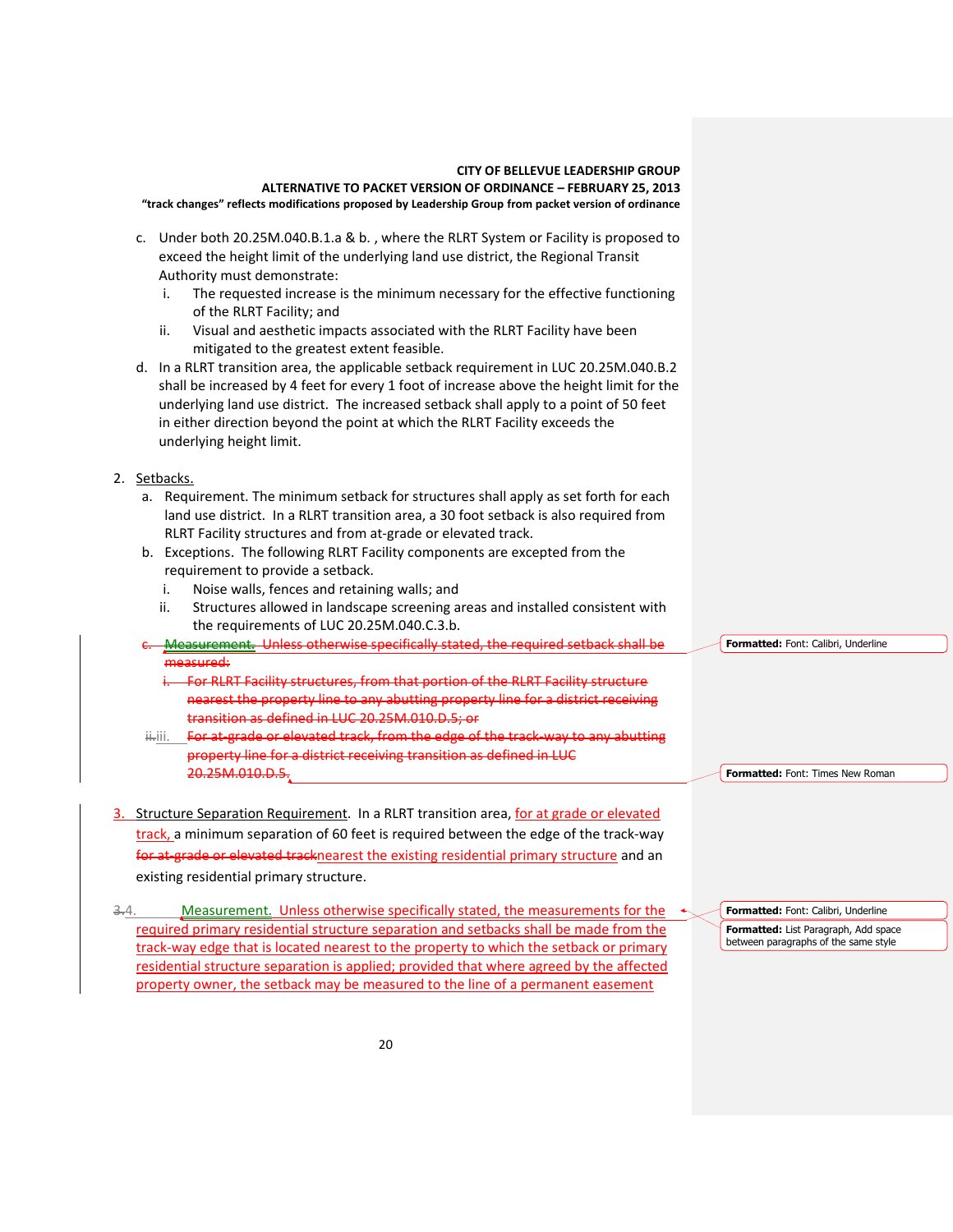c. Under both 20.25M.040.B.1.a & b. , where the RLRT System or Facility is proposed to exceed the height limit of the underlying land use district, the Regional Transit Authority must demonstrate:
   i. The requested increase is the minimum necessary for the effective functioning of the RLRT Facility; and
   ii. Visual and aesthetic impacts associated with the RLRT Facility have been mitigated to the greatest extent feasible.

d. In a RLRT transition area, the applicable setback requirement in LUC 20.25M.040.B.2 shall be increased by 4 feet for every 1 foot of increase above the height limit for the underlying land use district. The increased setback shall apply to a point of 50 feet in either direction beyond the point at which the RLRT Facility exceeds the underlying height limit.

2. Setbacks.
   a. Requirement. The minimum setback for structures shall apply as set forth for each land use district. In a RLRT transition area, a 30 foot setback is also required from RLRT Facility structures and from at-grade or elevated track.
   b. Exceptions. The following RLRT Facility components are excepted from the requirement to provide a setback.
      i. Noise walls, fences and retaining walls; and
      ii. Structures allowed in landscape screening areas and installed consistent with the requirements of LUC 20.25M.040.C.3.b.
   ~~c. Measurement. Unless otherwise specifically stated, the required setback shall be measured:~~
      ~~i. For RLRT Facility structures, from that portion of the RLRT Facility structure nearest the property line to any abutting property line for a district receiving transition as defined in LUC 20.25M.010.D.5; or~~
      ~~ii.~~iii. ~~For at-grade or elevated track, from the edge of the track-way to any abutting property line for a district receiving transition as defined in LUC 20.25M.010.D.5.~~

3. Structure Separation Requirement. In a RLRT transition area, for at grade or elevated track, a minimum separation of 60 feet is required between the edge of the track-way ~~for at-grade or elevated track~~nearest the existing residential primary structure and an existing residential primary structure.

~~3.~~4. Measurement. Unless otherwise specifically stated, the measurements for the required primary residential structure separation and setbacks shall be made from the track-way edge that is located nearest to the property to which the setback or primary residential structure separation is applied; provided that where agreed by the affected property owner, the setback may be measured to the line of a permanent easement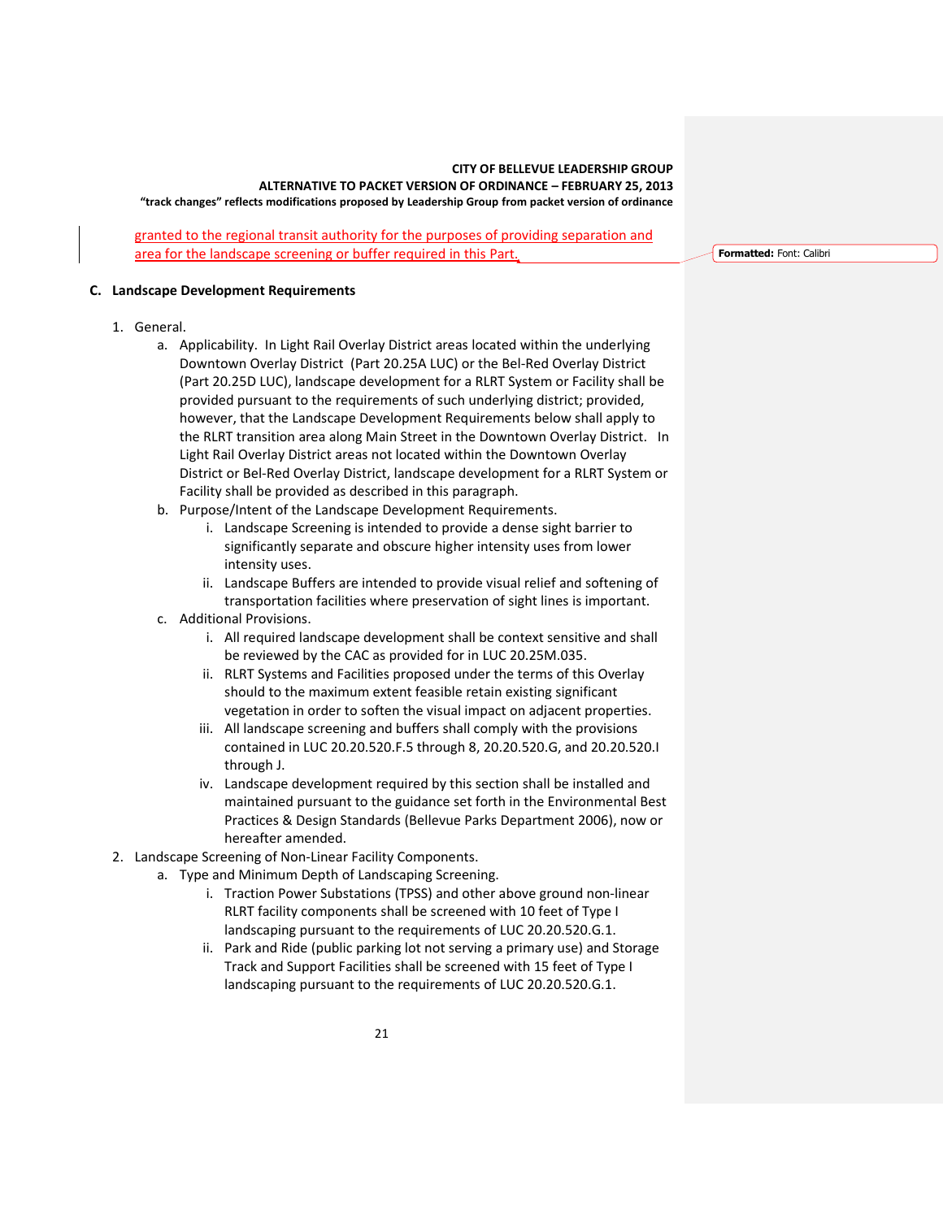granted to the regional transit authority for the purposes of providing separation and area for the landscape screening or buffer required in this Part.

### C. Landscape Development Requirements

1. General.
   a. Applicability. In Light Rail Overlay District areas located within the underlying Downtown Overlay District (Part 20.25A LUC) or the Bel-Red Overlay District (Part 20.25D LUC), landscape development for a RLRT System or Facility shall be provided pursuant to the requirements of such underlying district; provided, however, that the Landscape Development Requirements below shall apply to the RLRT transition area along Main Street in the Downtown Overlay District. In Light Rail Overlay District areas not located within the Downtown Overlay District or Bel-Red Overlay District, landscape development for a RLRT System or Facility shall be provided as described in this paragraph.
   b. Purpose/Intent of the Landscape Development Requirements.
      i. Landscape Screening is intended to provide a dense sight barrier to significantly separate and obscure higher intensity uses from lower intensity uses.
      ii. Landscape Buffers are intended to provide visual relief and softening of transportation facilities where preservation of sight lines is important.
   c. Additional Provisions.
      i. All required landscape development shall be context sensitive and shall be reviewed by the CAC as provided for in LUC 20.25M.035.
      ii. RLRT Systems and Facilities proposed under the terms of this Overlay should to the maximum extent feasible retain existing significant vegetation in order to soften the visual impact on adjacent properties.
      iii. All landscape screening and buffers shall comply with the provisions contained in LUC 20.20.520.F.5 through 8, 20.20.520.G, and 20.20.520.I through J.
      iv. Landscape development required by this section shall be installed and maintained pursuant to the guidance set forth in the Environmental Best Practices & Design Standards (Bellevue Parks Department 2006), now or hereafter amended.
2. Landscape Screening of Non-Linear Facility Components.
   a. Type and Minimum Depth of Landscaping Screening.
      i. Traction Power Substations (TPSS) and other above ground non-linear RLRT facility components shall be screened with 10 feet of Type I landscaping pursuant to the requirements of LUC 20.20.520.G.1.
      ii. Park and Ride (public parking lot not serving a primary use) and Storage Track and Support Facilities shall be screened with 15 feet of Type I landscaping pursuant to the requirements of LUC 20.20.520.G.1.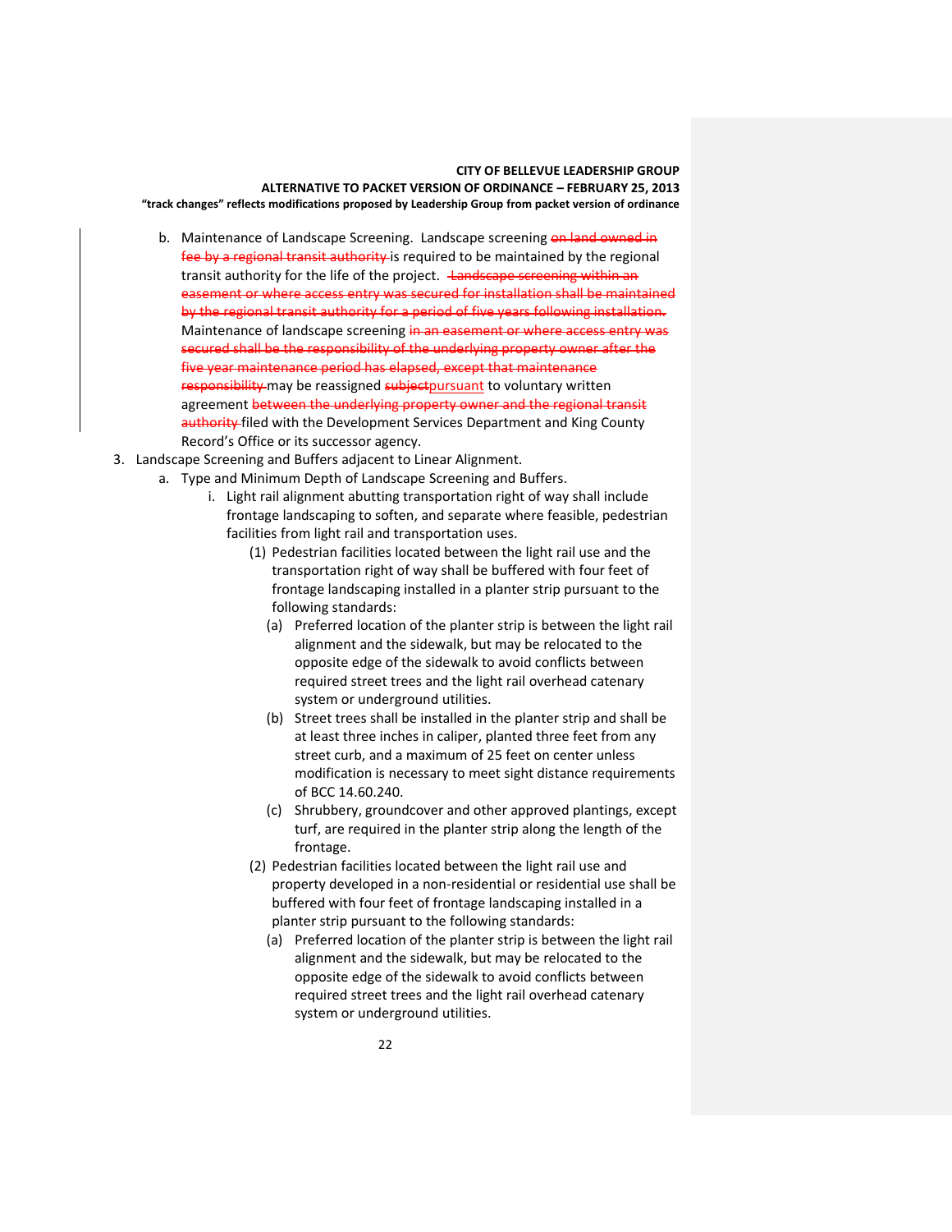b. Maintenance of Landscape Screening. Landscape screening ~~on land owned in fee by a regional transit authority~~ is required to be maintained by the regional transit authority for the life of the project. ~~Landscape screening within an easement or where access entry was secured for installation shall be maintained by the regional transit authority for a period of five years following installation.~~ Maintenance of landscape screening ~~in an easement or where access entry was secured shall be the responsibility of the underlying property owner after the five year maintenance period has elapsed, except that maintenance responsibility~~ may be reassigned ~~subject~~pursuant to voluntary written agreement ~~between the underlying property owner and the regional transit authority~~ filed with the Development Services Department and King County Record's Office or its successor agency.

3. Landscape Screening and Buffers adjacent to Linear Alignment.
   a. Type and Minimum Depth of Landscape Screening and Buffers.
      i. Light rail alignment abutting transportation right of way shall include frontage landscaping to soften, and separate where feasible, pedestrian facilities from light rail and transportation uses.
         (1) Pedestrian facilities located between the light rail use and the transportation right of way shall be buffered with four feet of frontage landscaping installed in a planter strip pursuant to the following standards:
            (a) Preferred location of the planter strip is between the light rail alignment and the sidewalk, but may be relocated to the opposite edge of the sidewalk to avoid conflicts between required street trees and the light rail overhead catenary system or underground utilities.
            (b) Street trees shall be installed in the planter strip and shall be at least three inches in caliper, planted three feet from any street curb, and a maximum of 25 feet on center unless modification is necessary to meet sight distance requirements of BCC 14.60.240.
            (c) Shrubbery, groundcover and other approved plantings, except turf, are required in the planter strip along the length of the frontage.
         (2) Pedestrian facilities located between the light rail use and property developed in a non-residential or residential use shall be buffered with four feet of frontage landscaping installed in a planter strip pursuant to the following standards:
            (a) Preferred location of the planter strip is between the light rail alignment and the sidewalk, but may be relocated to the opposite edge of the sidewalk to avoid conflicts between required street trees and the light rail overhead catenary system or underground utilities.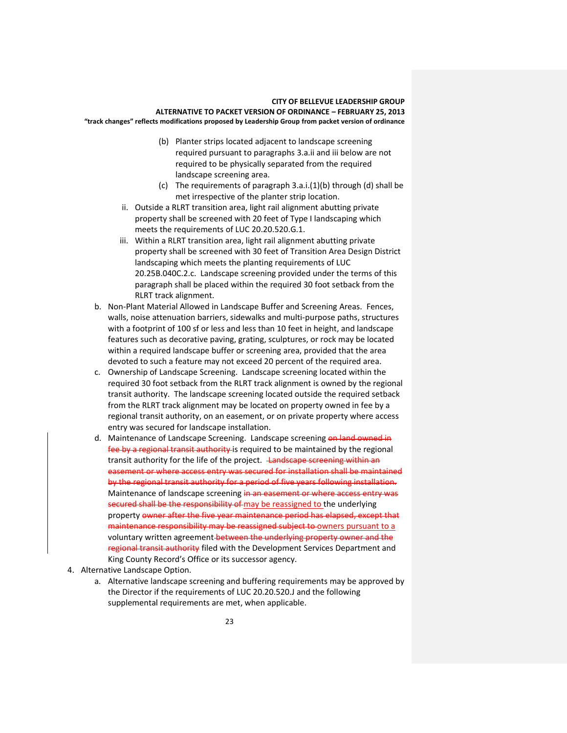(b) Planter strips located adjacent to landscape screening required pursuant to paragraphs 3.a.ii and iii below are not required to be physically separated from the required landscape screening area.

(c) The requirements of paragraph 3.a.i.(1)(b) through (d) shall be met irrespective of the planter strip location.

ii. Outside a RLRT transition area, light rail alignment abutting private property shall be screened with 20 feet of Type I landscaping which meets the requirements of LUC 20.20.520.G.1.

iii. Within a RLRT transition area, light rail alignment abutting private property shall be screened with 30 feet of Transition Area Design District landscaping which meets the planting requirements of LUC 20.25B.040C.2.c. Landscape screening provided under the terms of this paragraph shall be placed within the required 30 foot setback from the RLRT track alignment.

b. Non-Plant Material Allowed in Landscape Buffer and Screening Areas. Fences, walls, noise attenuation barriers, sidewalks and multi-purpose paths, structures with a footprint of 100 sf or less and less than 10 feet in height, and landscape features such as decorative paving, grating, sculptures, or rock may be located within a required landscape buffer or screening area, provided that the area devoted to such a feature may not exceed 20 percent of the required area.

c. Ownership of Landscape Screening. Landscape screening located within the required 30 foot setback from the RLRT track alignment is owned by the regional transit authority. The landscape screening located outside the required setback from the RLRT track alignment may be located on property owned in fee by a regional transit authority, on an easement, or on private property where access entry was secured for landscape installation.

d. Maintenance of Landscape Screening. Landscape screening ~~on land owned in fee by a regional transit authority~~ is required to be maintained by the regional transit authority for the life of the project. ~~Landscape screening within an easement or where access entry was secured for installation shall be maintained by the regional transit authority for a period of five years following installation.~~ Maintenance of landscape screening ~~in an easement or where access entry was secured shall be the responsibility of~~ may be reassigned to the underlying property ~~owner after the five year maintenance period has elapsed, except that maintenance responsibility may be reassigned subject to~~ owners pursuant to a voluntary written agreement ~~between the underlying property owner and the regional transit authority~~ filed with the Development Services Department and King County Record's Office or its successor agency.

4. Alternative Landscape Option.

a. Alternative landscape screening and buffering requirements may be approved by the Director if the requirements of LUC 20.20.520.J and the following supplemental requirements are met, when applicable.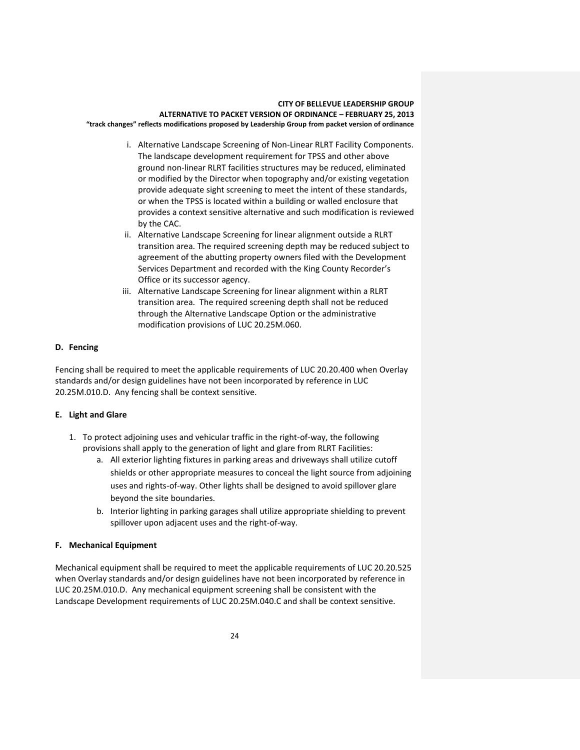i. Alternative Landscape Screening of Non-Linear RLRT Facility Components. The landscape development requirement for TPSS and other above ground non-linear RLRT facilities structures may be reduced, eliminated or modified by the Director when topography and/or existing vegetation provide adequate sight screening to meet the intent of these standards, or when the TPSS is located within a building or walled enclosure that provides a context sensitive alternative and such modification is reviewed by the CAC.

ii. Alternative Landscape Screening for linear alignment outside a RLRT transition area. The required screening depth may be reduced subject to agreement of the abutting property owners filed with the Development Services Department and recorded with the King County Recorder's Office or its successor agency.

iii. Alternative Landscape Screening for linear alignment within a RLRT transition area. The required screening depth shall not be reduced through the Alternative Landscape Option or the administrative modification provisions of LUC 20.25M.060.

**D. Fencing**

Fencing shall be required to meet the applicable requirements of LUC 20.20.400 when Overlay standards and/or design guidelines have not been incorporated by reference in LUC 20.25M.010.D. Any fencing shall be context sensitive.

**E. Light and Glare**

1. To protect adjoining uses and vehicular traffic in the right-of-way, the following provisions shall apply to the generation of light and glare from RLRT Facilities:
   a. All exterior lighting fixtures in parking areas and driveways shall utilize cutoff shields or other appropriate measures to conceal the light source from adjoining uses and rights-of-way. Other lights shall be designed to avoid spillover glare beyond the site boundaries.
   b. Interior lighting in parking garages shall utilize appropriate shielding to prevent spillover upon adjacent uses and the right-of-way.

**F. Mechanical Equipment**

Mechanical equipment shall be required to meet the applicable requirements of LUC 20.20.525 when Overlay standards and/or design guidelines have not been incorporated by reference in LUC 20.25M.010.D. Any mechanical equipment screening shall be consistent with the Landscape Development requirements of LUC 20.25M.040.C and shall be context sensitive.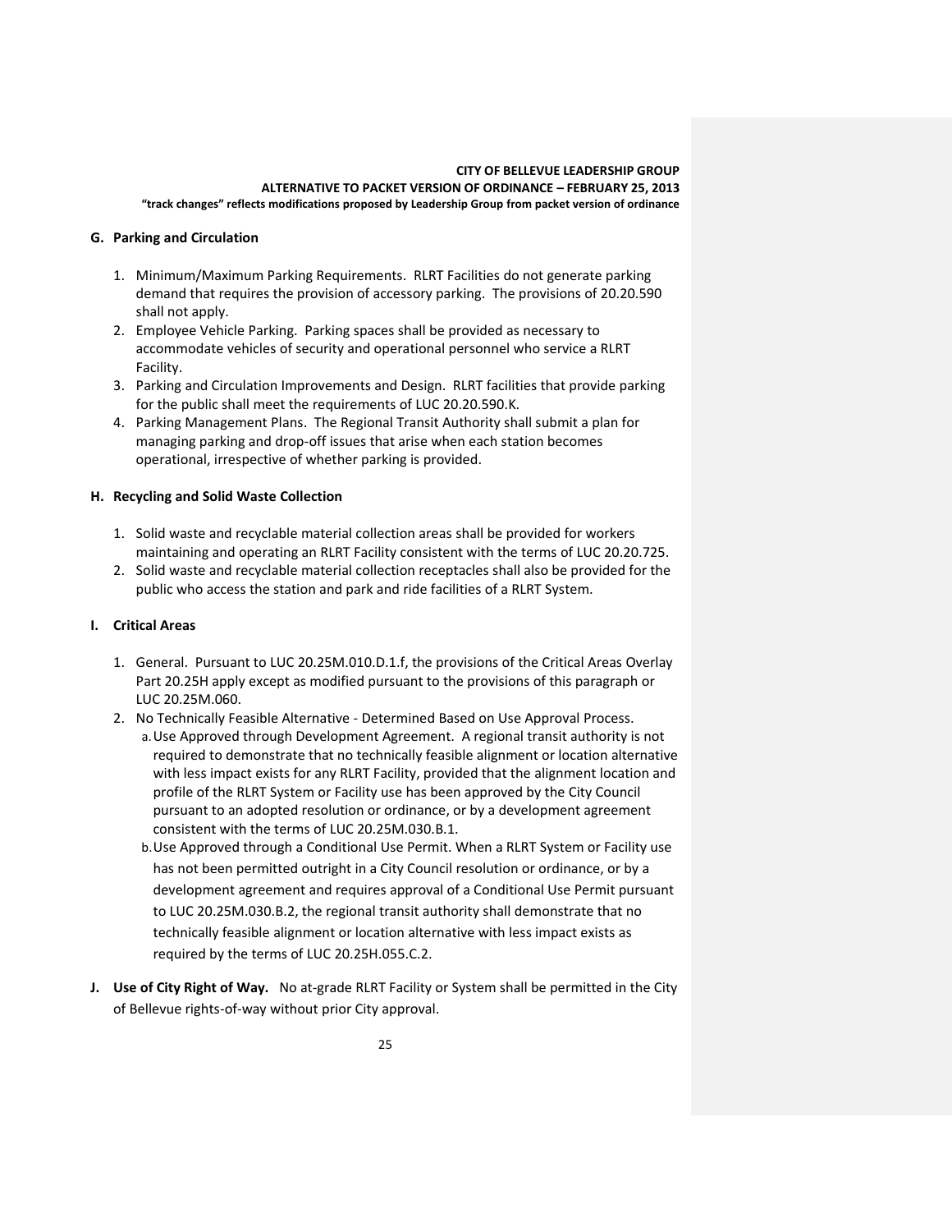**G. Parking and Circulation**

1. Minimum/Maximum Parking Requirements. RLRT Facilities do not generate parking demand that requires the provision of accessory parking. The provisions of 20.20.590 shall not apply.
2. Employee Vehicle Parking. Parking spaces shall be provided as necessary to accommodate vehicles of security and operational personnel who service a RLRT Facility.
3. Parking and Circulation Improvements and Design. RLRT facilities that provide parking for the public shall meet the requirements of LUC 20.20.590.K.
4. Parking Management Plans. The Regional Transit Authority shall submit a plan for managing parking and drop-off issues that arise when each station becomes operational, irrespective of whether parking is provided.

**H. Recycling and Solid Waste Collection**

1. Solid waste and recyclable material collection areas shall be provided for workers maintaining and operating an RLRT Facility consistent with the terms of LUC 20.20.725.
2. Solid waste and recyclable material collection receptacles shall also be provided for the public who access the station and park and ride facilities of a RLRT System.

**I. Critical Areas**

1. General. Pursuant to LUC 20.25M.010.D.1.f, the provisions of the Critical Areas Overlay Part 20.25H apply except as modified pursuant to the provisions of this paragraph or LUC 20.25M.060.
2. No Technically Feasible Alternative - Determined Based on Use Approval Process.
   a. Use Approved through Development Agreement. A regional transit authority is not required to demonstrate that no technically feasible alignment or location alternative with less impact exists for any RLRT Facility, provided that the alignment location and profile of the RLRT System or Facility use has been approved by the City Council pursuant to an adopted resolution or ordinance, or by a development agreement consistent with the terms of LUC 20.25M.030.B.1.
   b. Use Approved through a Conditional Use Permit. When a RLRT System or Facility use has not been permitted outright in a City Council resolution or ordinance, or by a development agreement and requires approval of a Conditional Use Permit pursuant to LUC 20.25M.030.B.2, the regional transit authority shall demonstrate that no technically feasible alignment or location alternative with less impact exists as required by the terms of LUC 20.25H.055.C.2.

**J. Use of City Right of Way.** No at-grade RLRT Facility or System shall be permitted in the City of Bellevue rights-of-way without prior City approval.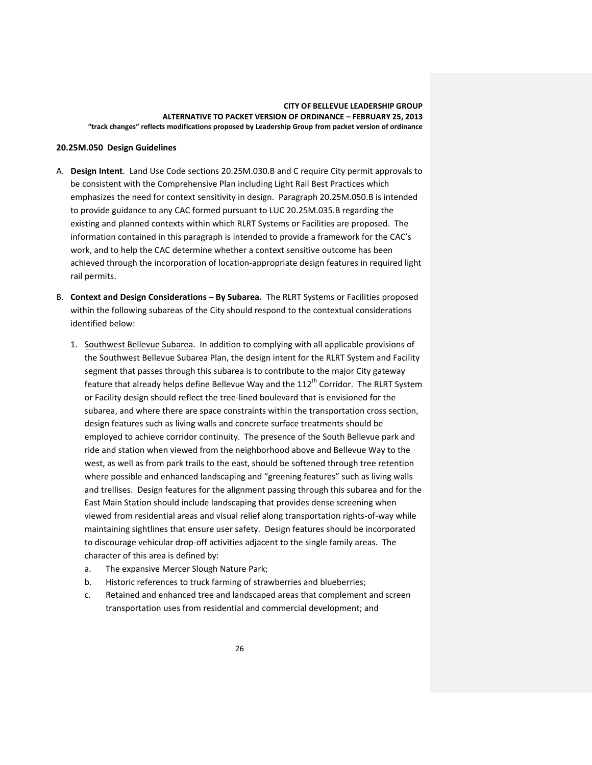## 20.25M.050 Design Guidelines

A. **Design Intent**. Land Use Code sections 20.25M.030.B and C require City permit approvals to be consistent with the Comprehensive Plan including Light Rail Best Practices which emphasizes the need for context sensitivity in design. Paragraph 20.25M.050.B is intended to provide guidance to any CAC formed pursuant to LUC 20.25M.035.B regarding the existing and planned contexts within which RLRT Systems or Facilities are proposed. The information contained in this paragraph is intended to provide a framework for the CAC's work, and to help the CAC determine whether a context sensitive outcome has been achieved through the incorporation of location-appropriate design features in required light rail permits.

B. **Context and Design Considerations – By Subarea.** The RLRT Systems or Facilities proposed within the following subareas of the City should respond to the contextual considerations identified below:

   1. Southwest Bellevue Subarea. In addition to complying with all applicable provisions of the Southwest Bellevue Subarea Plan, the design intent for the RLRT System and Facility segment that passes through this subarea is to contribute to the major City gateway feature that already helps define Bellevue Way and the 112th Corridor. The RLRT System or Facility design should reflect the tree-lined boulevard that is envisioned for the subarea, and where there are space constraints within the transportation cross section, design features such as living walls and concrete surface treatments should be employed to achieve corridor continuity. The presence of the South Bellevue park and ride and station when viewed from the neighborhood above and Bellevue Way to the west, as well as from park trails to the east, should be softened through tree retention where possible and enhanced landscaping and "greening features" such as living walls and trellises. Design features for the alignment passing through this subarea and for the East Main Station should include landscaping that provides dense screening when viewed from residential areas and visual relief along transportation rights-of-way while maintaining sightlines that ensure user safety. Design features should be incorporated to discourage vehicular drop-off activities adjacent to the single family areas. The character of this area is defined by:
      a. The expansive Mercer Slough Nature Park;
      b. Historic references to truck farming of strawberries and blueberries;
      c. Retained and enhanced tree and landscaped areas that complement and screen transportation uses from residential and commercial development; and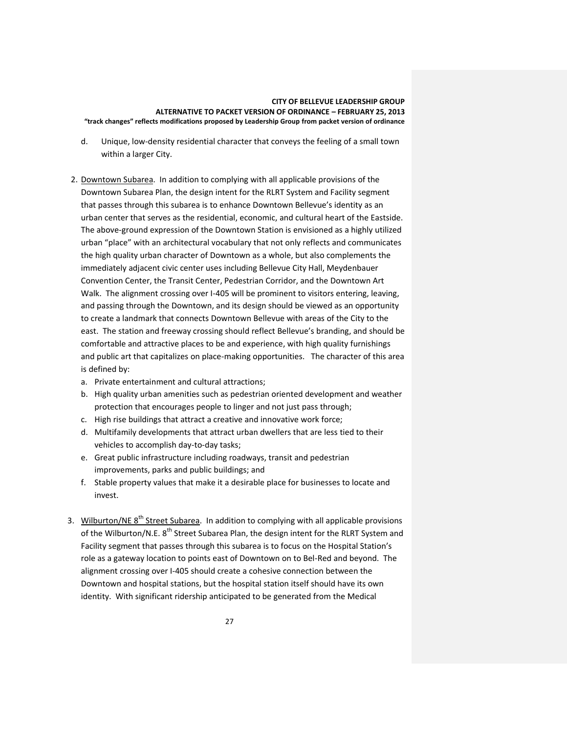d. Unique, low-density residential character that conveys the feeling of a small town within a larger City.

2. Downtown Subarea. In addition to complying with all applicable provisions of the Downtown Subarea Plan, the design intent for the RLRT System and Facility segment that passes through this subarea is to enhance Downtown Bellevue's identity as an urban center that serves as the residential, economic, and cultural heart of the Eastside. The above-ground expression of the Downtown Station is envisioned as a highly utilized urban "place" with an architectural vocabulary that not only reflects and communicates the high quality urban character of Downtown as a whole, but also complements the immediately adjacent civic center uses including Bellevue City Hall, Meydenbauer Convention Center, the Transit Center, Pedestrian Corridor, and the Downtown Art Walk. The alignment crossing over I-405 will be prominent to visitors entering, leaving, and passing through the Downtown, and its design should be viewed as an opportunity to create a landmark that connects Downtown Bellevue with areas of the City to the east. The station and freeway crossing should reflect Bellevue's branding, and should be comfortable and attractive places to be and experience, with high quality furnishings and public art that capitalizes on place-making opportunities. The character of this area is defined by:
   a. Private entertainment and cultural attractions;
   b. High quality urban amenities such as pedestrian oriented development and weather protection that encourages people to linger and not just pass through;
   c. High rise buildings that attract a creative and innovative work force;
   d. Multifamily developments that attract urban dwellers that are less tied to their vehicles to accomplish day-to-day tasks;
   e. Great public infrastructure including roadways, transit and pedestrian improvements, parks and public buildings; and
   f. Stable property values that make it a desirable place for businesses to locate and invest.

3. Wilburton/NE 8th Street Subarea. In addition to complying with all applicable provisions of the Wilburton/N.E. 8th Street Subarea Plan, the design intent for the RLRT System and Facility segment that passes through this subarea is to focus on the Hospital Station's role as a gateway location to points east of Downtown on to Bel-Red and beyond. The alignment crossing over I-405 should create a cohesive connection between the Downtown and hospital stations, but the hospital station itself should have its own identity. With significant ridership anticipated to be generated from the Medical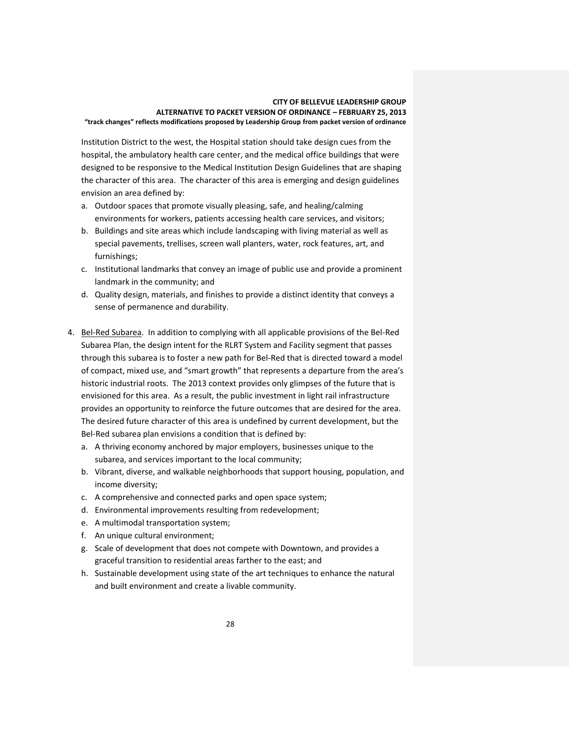Institution District to the west, the Hospital station should take design cues from the hospital, the ambulatory health care center, and the medical office buildings that were designed to be responsive to the Medical Institution Design Guidelines that are shaping the character of this area. The character of this area is emerging and design guidelines envision an area defined by:

a. Outdoor spaces that promote visually pleasing, safe, and healing/calming environments for workers, patients accessing health care services, and visitors;
b. Buildings and site areas which include landscaping with living material as well as special pavements, trellises, screen wall planters, water, rock features, art, and furnishings;
c. Institutional landmarks that convey an image of public use and provide a prominent landmark in the community; and
d. Quality design, materials, and finishes to provide a distinct identity that conveys a sense of permanence and durability.

4. Bel-Red Subarea. In addition to complying with all applicable provisions of the Bel-Red Subarea Plan, the design intent for the RLRT System and Facility segment that passes through this subarea is to foster a new path for Bel-Red that is directed toward a model of compact, mixed use, and "smart growth" that represents a departure from the area's historic industrial roots. The 2013 context provides only glimpses of the future that is envisioned for this area. As a result, the public investment in light rail infrastructure provides an opportunity to reinforce the future outcomes that are desired for the area. The desired future character of this area is undefined by current development, but the Bel-Red subarea plan envisions a condition that is defined by:
   a. A thriving economy anchored by major employers, businesses unique to the subarea, and services important to the local community;
   b. Vibrant, diverse, and walkable neighborhoods that support housing, population, and income diversity;
   c. A comprehensive and connected parks and open space system;
   d. Environmental improvements resulting from redevelopment;
   e. A multimodal transportation system;
   f. An unique cultural environment;
   g. Scale of development that does not compete with Downtown, and provides a graceful transition to residential areas farther to the east; and
   h. Sustainable development using state of the art techniques to enhance the natural and built environment and create a livable community.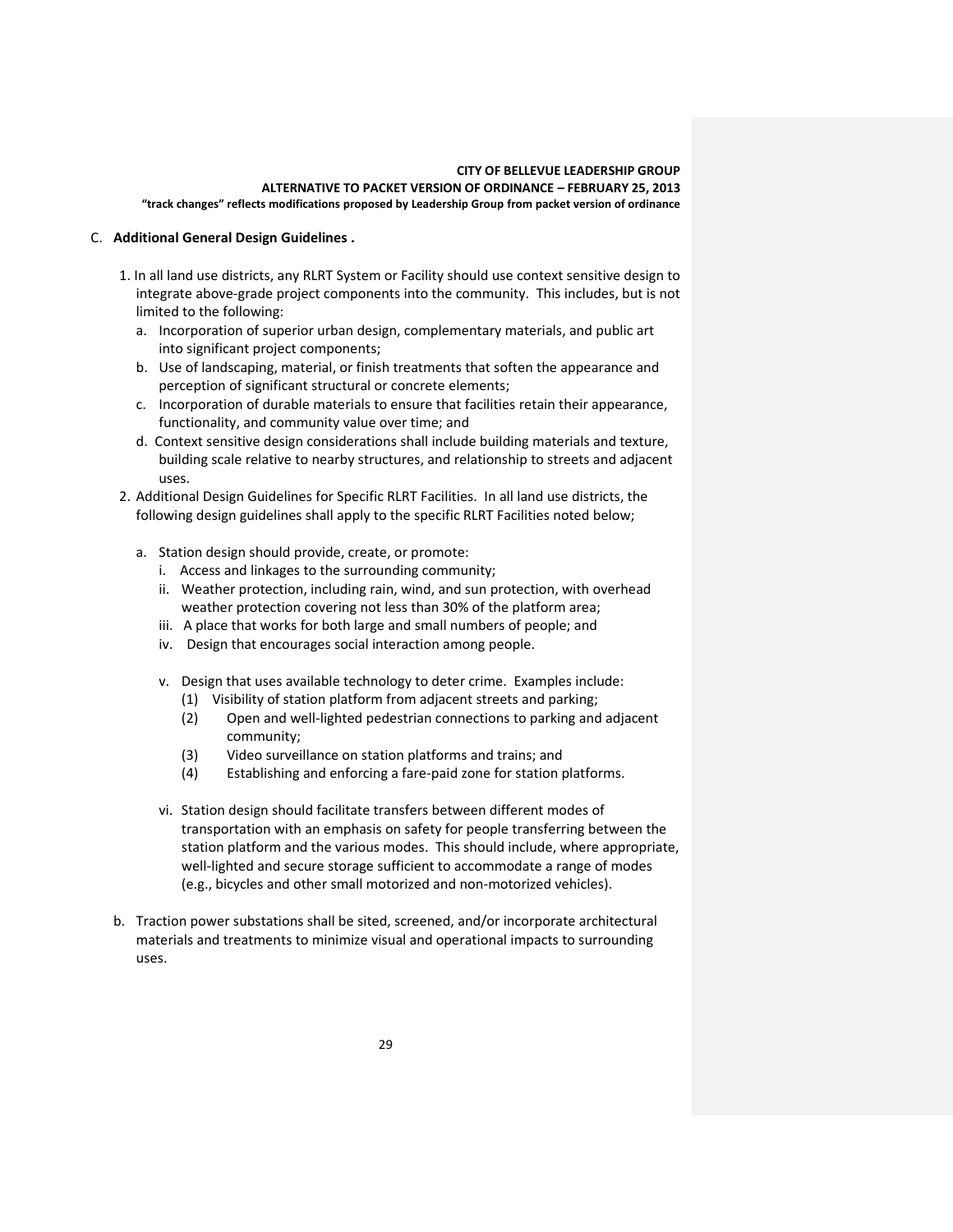C. **Additional General Design Guidelines .**

1. In all land use districts, any RLRT System or Facility should use context sensitive design to integrate above-grade project components into the community. This includes, but is not limited to the following:
   a. Incorporation of superior urban design, complementary materials, and public art into significant project components;
   b. Use of landscaping, material, or finish treatments that soften the appearance and perception of significant structural or concrete elements;
   c. Incorporation of durable materials to ensure that facilities retain their appearance, functionality, and community value over time; and
   d. Context sensitive design considerations shall include building materials and texture, building scale relative to nearby structures, and relationship to streets and adjacent uses.
2. Additional Design Guidelines for Specific RLRT Facilities. In all land use districts, the following design guidelines shall apply to the specific RLRT Facilities noted below;

   a. Station design should provide, create, or promote:
      i. Access and linkages to the surrounding community;
      ii. Weather protection, including rain, wind, and sun protection, with overhead weather protection covering not less than 30% of the platform area;
      iii. A place that works for both large and small numbers of people; and
      iv. Design that encourages social interaction among people.

      v. Design that uses available technology to deter crime. Examples include:
         (1) Visibility of station platform from adjacent streets and parking;
         (2) Open and well-lighted pedestrian connections to parking and adjacent community;
         (3) Video surveillance on station platforms and trains; and
         (4) Establishing and enforcing a fare-paid zone for station platforms.

      vi. Station design should facilitate transfers between different modes of transportation with an emphasis on safety for people transferring between the station platform and the various modes. This should include, where appropriate, well-lighted and secure storage sufficient to accommodate a range of modes (e.g., bicycles and other small motorized and non-motorized vehicles).

   b. Traction power substations shall be sited, screened, and/or incorporate architectural materials and treatments to minimize visual and operational impacts to surrounding uses.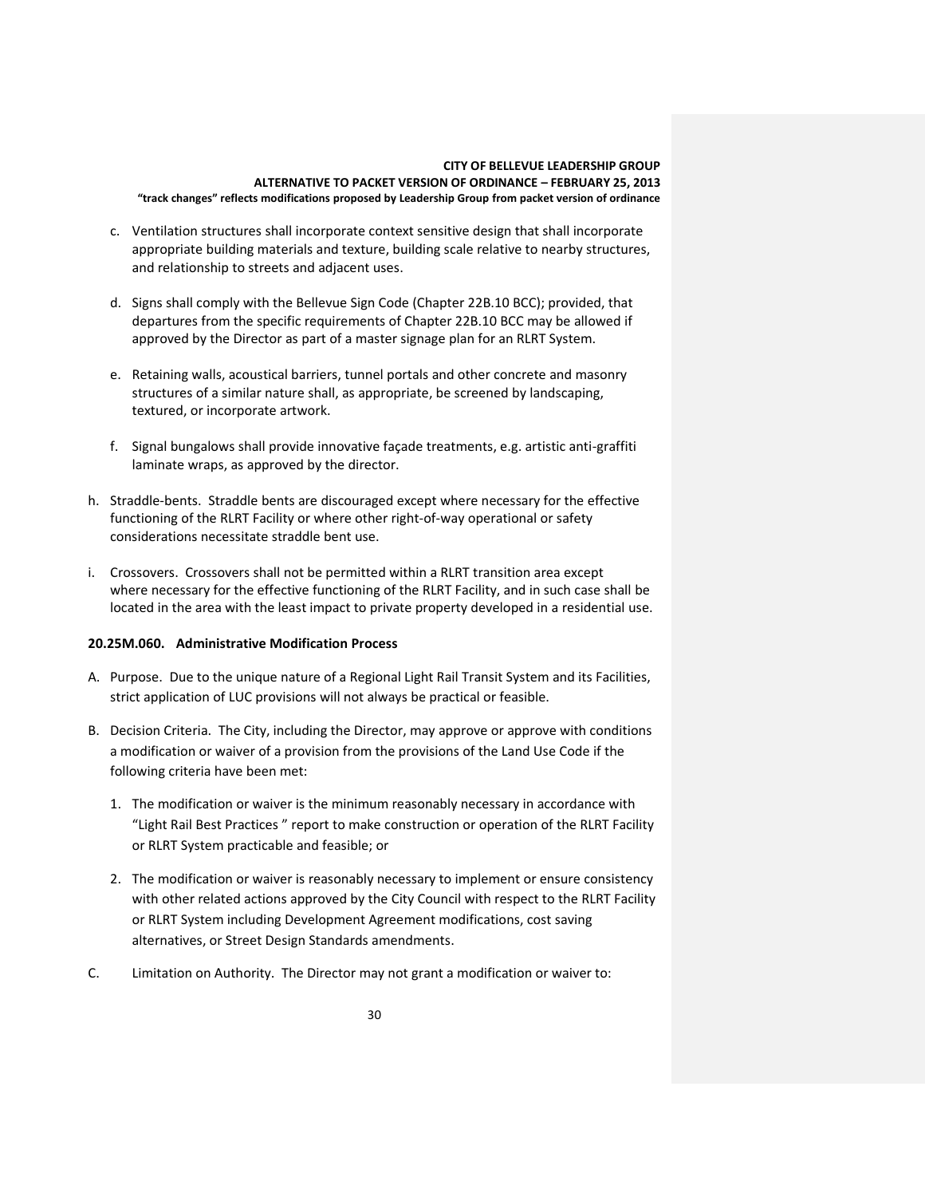c. Ventilation structures shall incorporate context sensitive design that shall incorporate appropriate building materials and texture, building scale relative to nearby structures, and relationship to streets and adjacent uses.

d. Signs shall comply with the Bellevue Sign Code (Chapter 22B.10 BCC); provided, that departures from the specific requirements of Chapter 22B.10 BCC may be allowed if approved by the Director as part of a master signage plan for an RLRT System.

e. Retaining walls, acoustical barriers, tunnel portals and other concrete and masonry structures of a similar nature shall, as appropriate, be screened by landscaping, textured, or incorporate artwork.

f. Signal bungalows shall provide innovative façade treatments, e.g. artistic anti-graffiti laminate wraps, as approved by the director.

h. Straddle-bents. Straddle bents are discouraged except where necessary for the effective functioning of the RLRT Facility or where other right-of-way operational or safety considerations necessitate straddle bent use.

i. Crossovers. Crossovers shall not be permitted within a RLRT transition area except where necessary for the effective functioning of the RLRT Facility, and in such case shall be located in the area with the least impact to private property developed in a residential use.

**20.25M.060. Administrative Modification Process**

A. Purpose. Due to the unique nature of a Regional Light Rail Transit System and its Facilities, strict application of LUC provisions will not always be practical or feasible.

B. Decision Criteria. The City, including the Director, may approve or approve with conditions a modification or waiver of a provision from the provisions of the Land Use Code if the following criteria have been met:

1. The modification or waiver is the minimum reasonably necessary in accordance with "Light Rail Best Practices " report to make construction or operation of the RLRT Facility or RLRT System practicable and feasible; or

2. The modification or waiver is reasonably necessary to implement or ensure consistency with other related actions approved by the City Council with respect to the RLRT Facility or RLRT System including Development Agreement modifications, cost saving alternatives, or Street Design Standards amendments.

C. Limitation on Authority. The Director may not grant a modification or waiver to: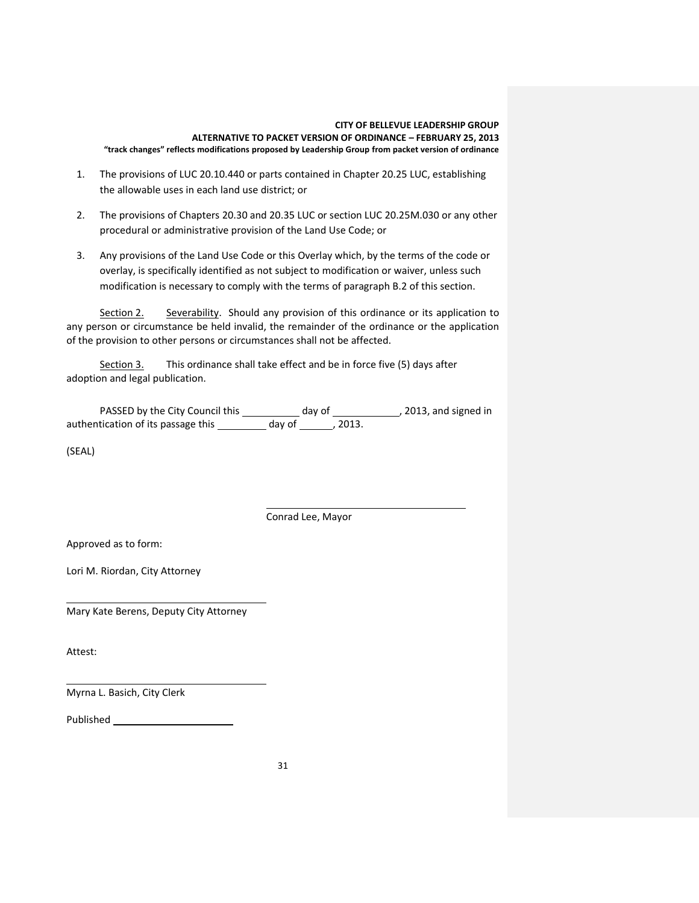1. The provisions of LUC 20.10.440 or parts contained in Chapter 20.25 LUC, establishing the allowable uses in each land use district; or
2. The provisions of Chapters 20.30 and 20.35 LUC or section LUC 20.25M.030 or any other procedural or administrative provision of the Land Use Code; or
3. Any provisions of the Land Use Code or this Overlay which, by the terms of the code or overlay, is specifically identified as not subject to modification or waiver, unless such modification is necessary to comply with the terms of paragraph B.2 of this section.

Section 2. Severability. Should any provision of this ordinance or its application to any person or circumstance be held invalid, the remainder of the ordinance or the application of the provision to other persons or circumstances shall not be affected.

Section 3. This ordinance shall take effect and be in force five (5) days after adoption and legal publication.

PASSED by the City Council this __________ day of ____________, 2013, and signed in authentication of its passage this _________ day of ______, 2013.

(SEAL)

_____________________________________

Conrad Lee, Mayor

Approved as to form:

Lori M. Riordan, City Attorney

_____________________________________

Mary Kate Berens, Deputy City Attorney

Attest:

_____________________________________

Myrna L. Basich, City Clerk

Published _______________________